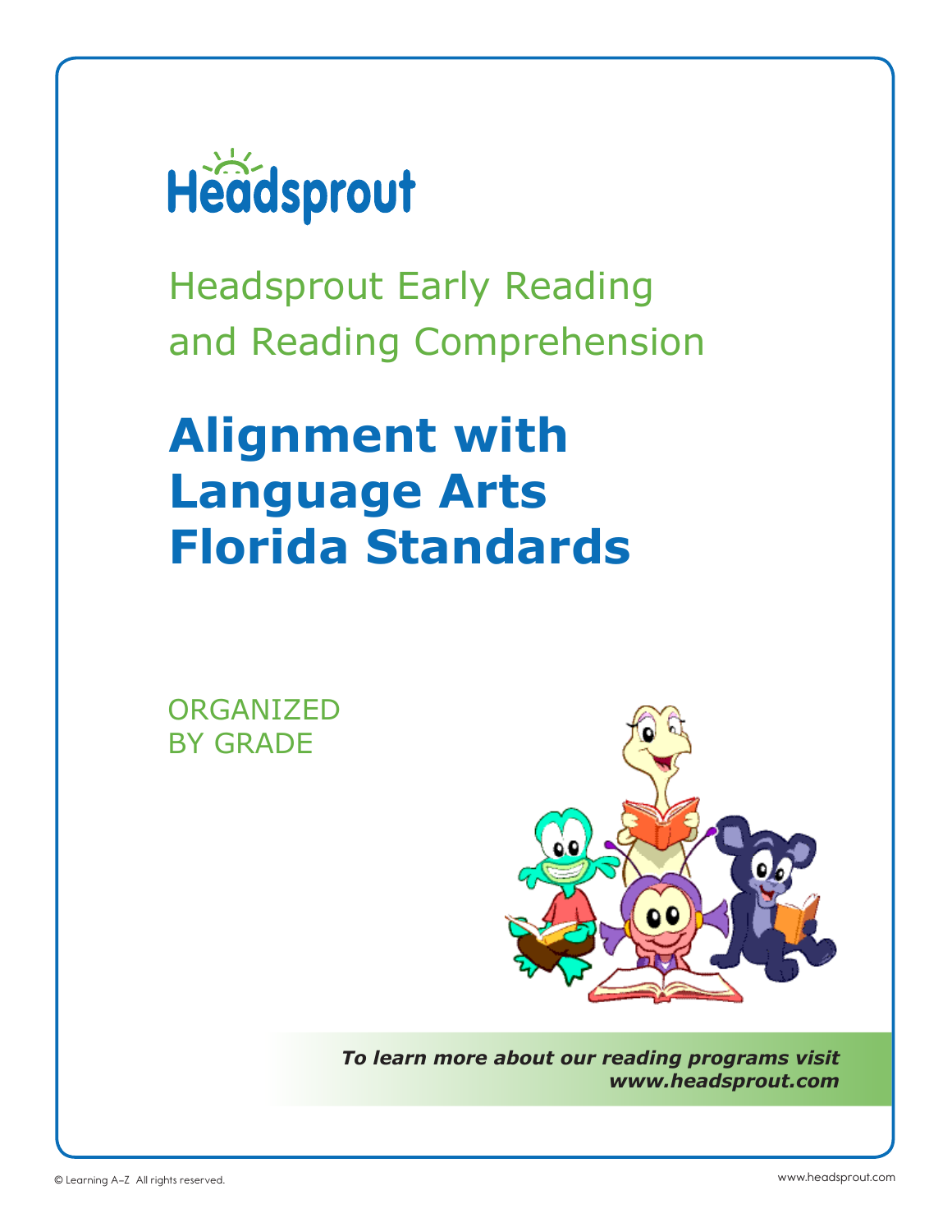Headsprout

Headsprout Early Reading
and Reading Comprehension

# Alignment with Language Arts Florida Standards

ORGANIZED
BY GRADE

***To learn more about our reading programs visit www.headsprout.com***

© Learning A–Z All rights reserved.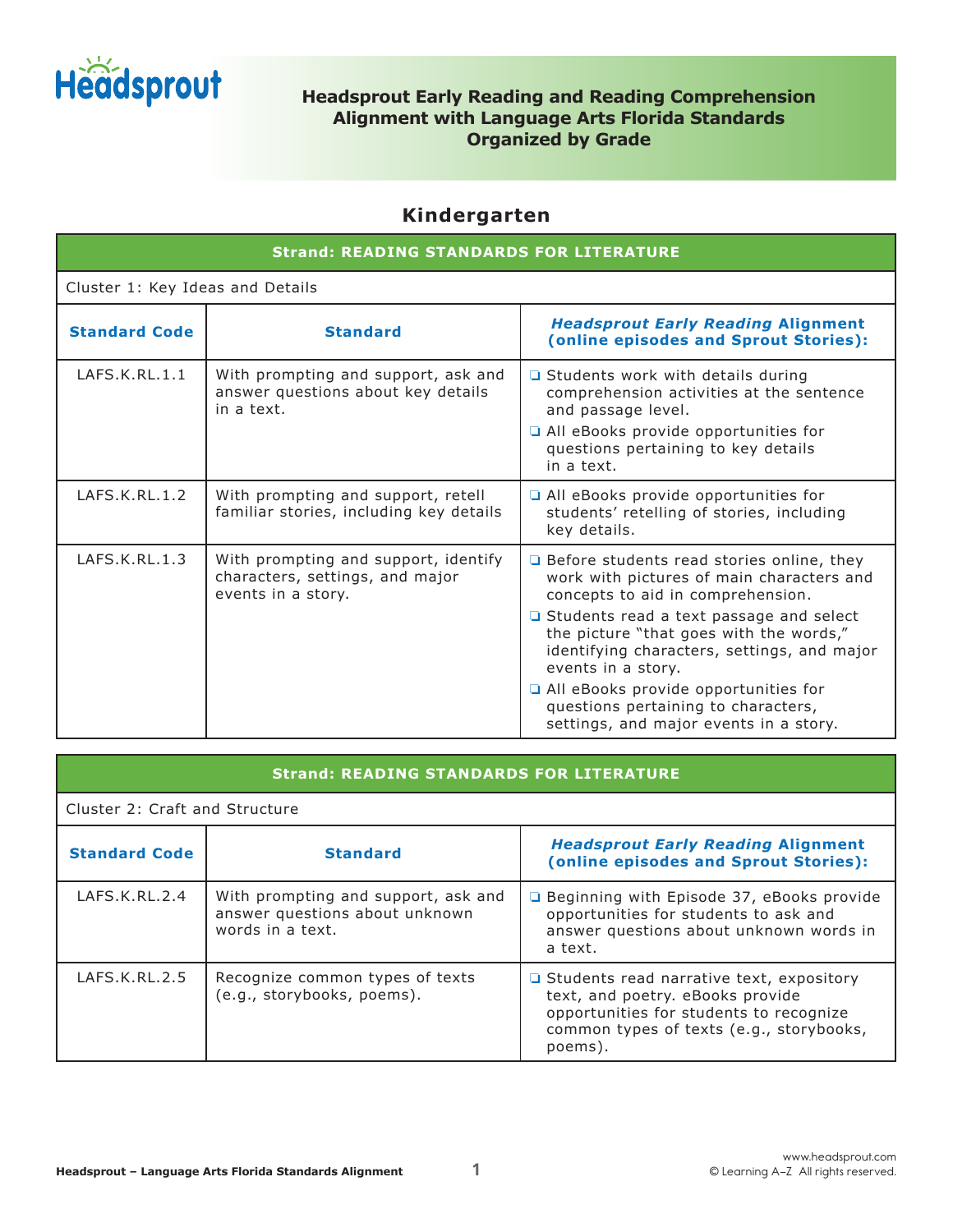# Headsprout Early Reading and Reading Comprehension Alignment with Language Arts Florida Standards Organized by Grade

## Kindergarten

**Strand: READING STANDARDS FOR LITERATURE**

Cluster 1: Key Ideas and Details

| Standard Code | Standard | *Headsprout Early Reading* Alignment (online episodes and Sprout Stories): |
|---|---|---|
| LAFS.K.RL.1.1 | With prompting and support, ask and answer questions about key details in a text. | ❑ Students work with details during comprehension activities at the sentence and passage level.<br>❑ All eBooks provide opportunities for questions pertaining to key details in a text. |
| LAFS.K.RL.1.2 | With prompting and support, retell familiar stories, including key details | ❑ All eBooks provide opportunities for students' retelling of stories, including key details. |
| LAFS.K.RL.1.3 | With prompting and support, identify characters, settings, and major events in a story. | ❑ Before students read stories online, they work with pictures of main characters and concepts to aid in comprehension.<br>❑ Students read a text passage and select the picture "that goes with the words," identifying characters, settings, and major events in a story.<br>❑ All eBooks provide opportunities for questions pertaining to characters, settings, and major events in a story. |

**Strand: READING STANDARDS FOR LITERATURE**

Cluster 2: Craft and Structure

| Standard Code | Standard | *Headsprout Early Reading* Alignment (online episodes and Sprout Stories): |
|---|---|---|
| LAFS.K.RL.2.4 | With prompting and support, ask and answer questions about unknown words in a text. | ❑ Beginning with Episode 37, eBooks provide opportunities for students to ask and answer questions about unknown words in a text. |
| LAFS.K.RL.2.5 | Recognize common types of texts (e.g., storybooks, poems). | ❑ Students read narrative text, expository text, and poetry. eBooks provide opportunities for students to recognize common types of texts (e.g., storybooks, poems). |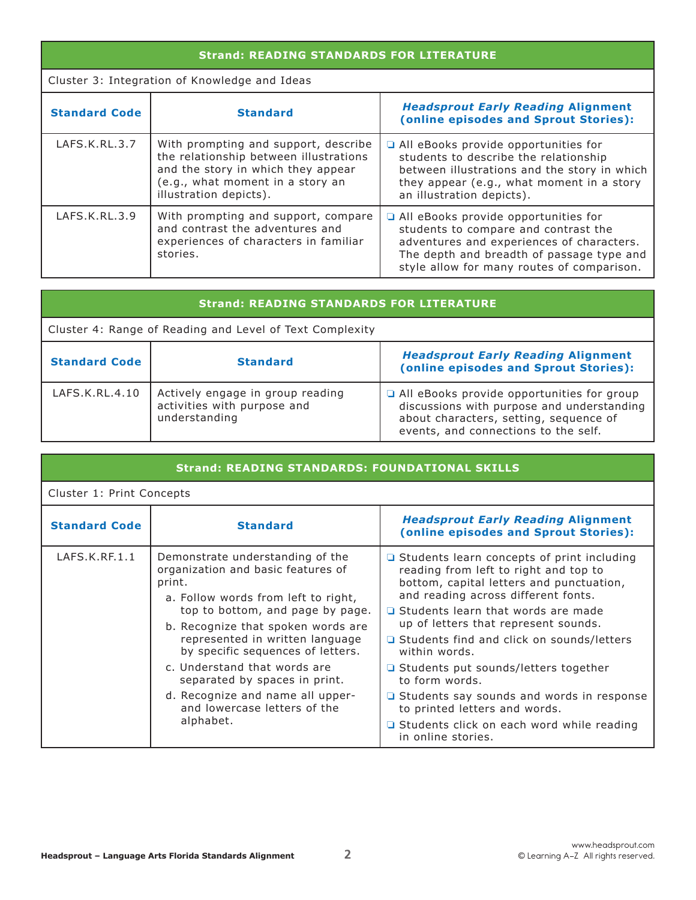| Strand: READING STANDARDS FOR LITERATURE | | |
|---|---|---|
| Cluster 3: Integration of Knowledge and Ideas | | |
| **Standard Code** | **Standard** | ***Headsprout Early Reading* Alignment (online episodes and Sprout Stories):** |
| LAFS.K.RL.3.7 | With prompting and support, describe the relationship between illustrations and the story in which they appear (e.g., what moment in a story an illustration depicts). | ❑ All eBooks provide opportunities for students to describe the relationship between illustrations and the story in which they appear (e.g., what moment in a story an illustration depicts). |
| LAFS.K.RL.3.9 | With prompting and support, compare and contrast the adventures and experiences of characters in familiar stories. | ❑ All eBooks provide opportunities for students to compare and contrast the adventures and experiences of characters. The depth and breadth of passage type and style allow for many routes of comparison. |

| Strand: READING STANDARDS FOR LITERATURE | | |
|---|---|---|
| Cluster 4: Range of Reading and Level of Text Complexity | | |
| **Standard Code** | **Standard** | ***Headsprout Early Reading* Alignment (online episodes and Sprout Stories):** |
| LAFS.K.RL.4.10 | Actively engage in group reading activities with purpose and understanding | ❑ All eBooks provide opportunities for group discussions with purpose and understanding about characters, setting, sequence of events, and connections to the self. |

| Strand: READING STANDARDS: FOUNDATIONAL SKILLS | | |
|---|---|---|
| Cluster 1: Print Concepts | | |
| **Standard Code** | **Standard** | ***Headsprout Early Reading* Alignment (online episodes and Sprout Stories):** |
| LAFS.K.RF.1.1 | Demonstrate understanding of the organization and basic features of print.<br>a. Follow words from left to right, top to bottom, and page by page.<br>b. Recognize that spoken words are represented in written language by specific sequences of letters.<br>c. Understand that words are separated by spaces in print.<br>d. Recognize and name all upper- and lowercase letters of the alphabet. | ❑ Students learn concepts of print including reading from left to right and top to bottom, capital letters and punctuation, and reading across different fonts.<br>❑ Students learn that words are made up of letters that represent sounds.<br>❑ Students find and click on sounds/letters within words.<br>❑ Students put sounds/letters together to form words.<br>❑ Students say sounds and words in response to printed letters and words.<br>❑ Students click on each word while reading in online stories. |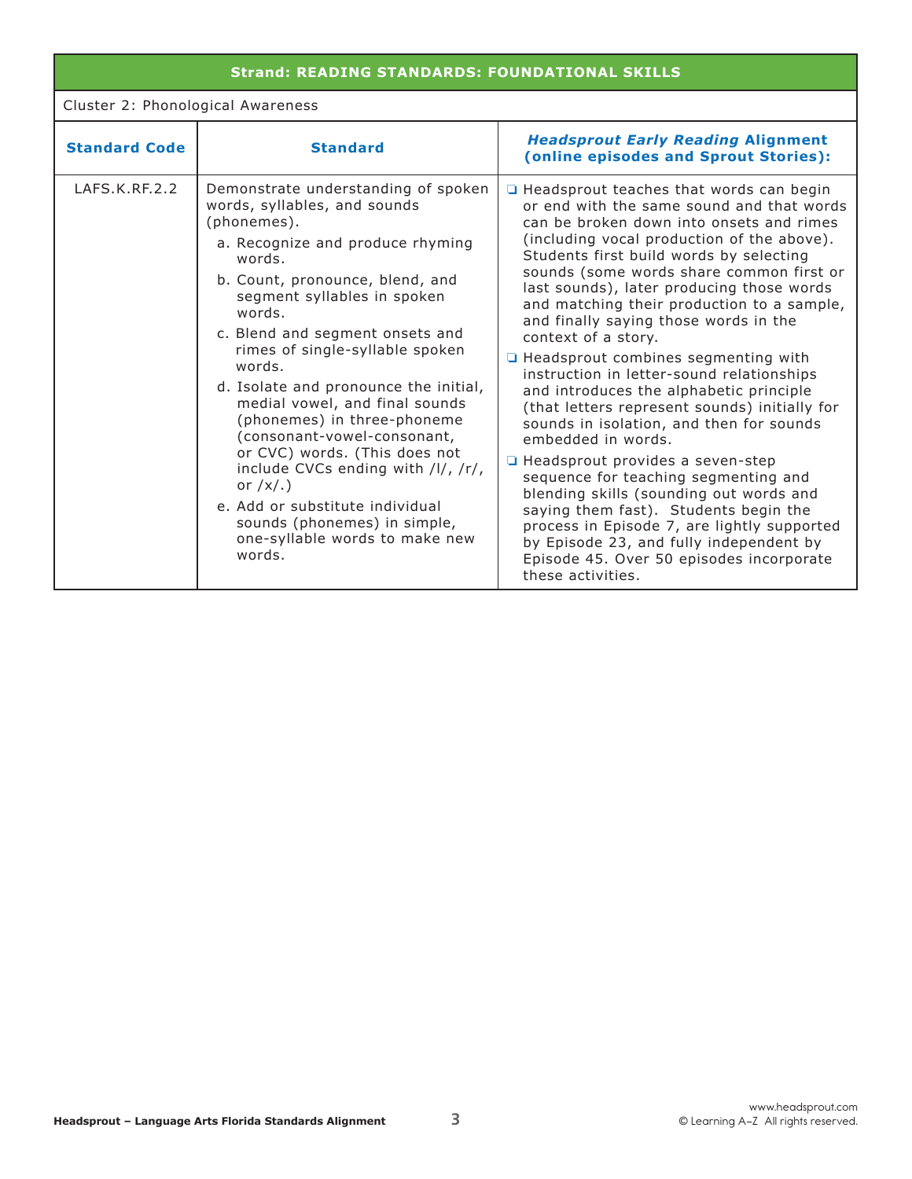| Strand: READING STANDARDS: FOUNDATIONAL SKILLS | | |
|---|---|---|
| Cluster 2: Phonological Awareness | | |
| **Standard Code** | **Standard** | ***Headsprout Early Reading* Alignment (online episodes and Sprout Stories):** |
| LAFS.K.RF.2.2 | Demonstrate understanding of spoken words, syllables, and sounds (phonemes).<br>a. Recognize and produce rhyming words.<br>b. Count, pronounce, blend, and segment syllables in spoken words.<br>c. Blend and segment onsets and rimes of single-syllable spoken words.<br>d. Isolate and pronounce the initial, medial vowel, and final sounds (phonemes) in three-phoneme (consonant-vowel-consonant, or CVC) words. (This does not include CVCs ending with /l/, /r/, or /x/.)<br>e. Add or substitute individual sounds (phonemes) in simple, one-syllable words to make new words. | ❑ Headsprout teaches that words can begin or end with the same sound and that words can be broken down into onsets and rimes (including vocal production of the above). Students first build words by selecting sounds (some words share common first or last sounds), later producing those words and matching their production to a sample, and finally saying those words in the context of a story.<br>❑ Headsprout combines segmenting with instruction in letter-sound relationships and introduces the alphabetic principle (that letters represent sounds) initially for sounds in isolation, and then for sounds embedded in words.<br>❑ Headsprout provides a seven-step sequence for teaching segmenting and blending skills (sounding out words and saying them fast). Students begin the process in Episode 7, are lightly supported by Episode 23, and fully independent by Episode 45. Over 50 episodes incorporate these activities. |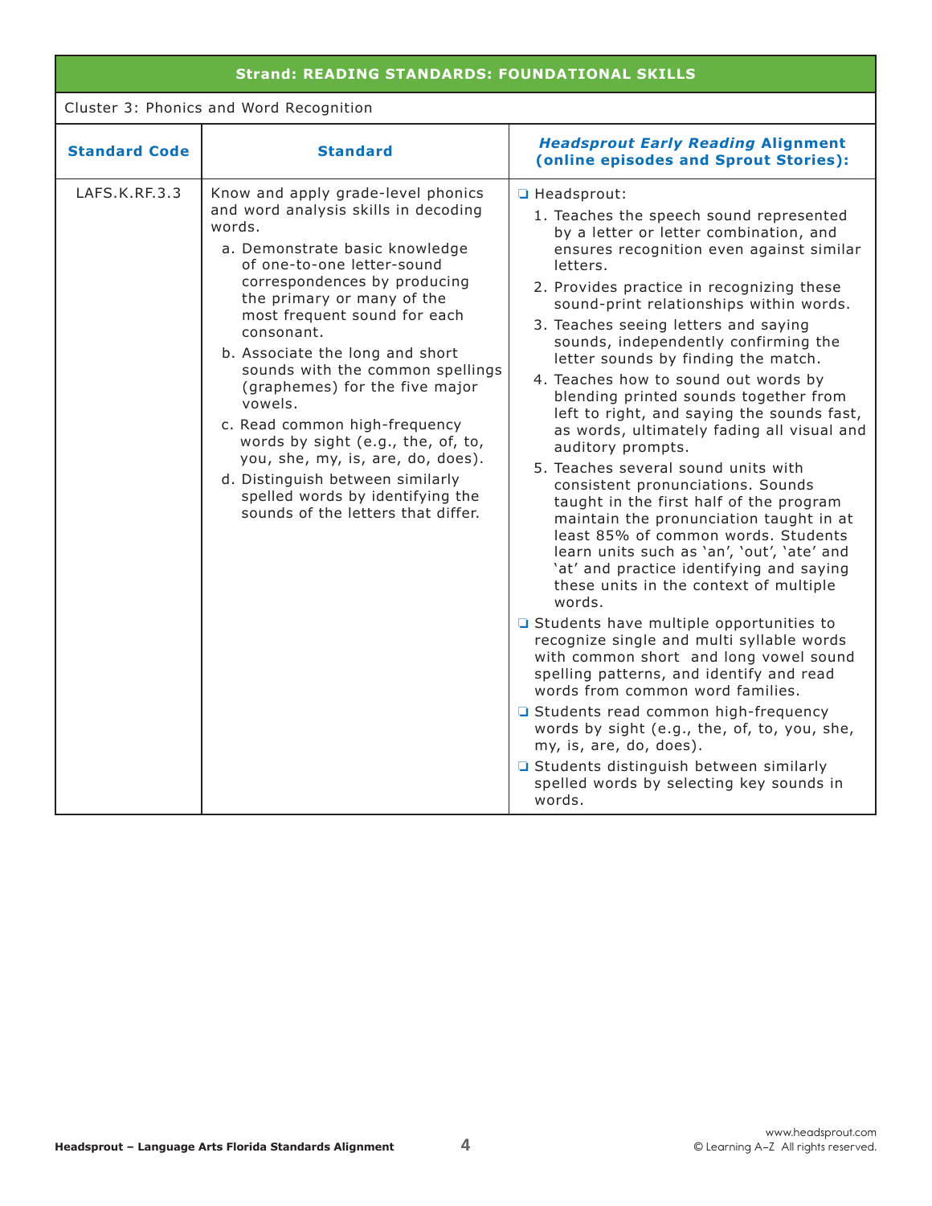| Strand: READING STANDARDS: FOUNDATIONAL SKILLS | | |
|---|---|---|
| Cluster 3: Phonics and Word Recognition | | |
| **Standard Code** | **Standard** | ***Headsprout Early Reading* Alignment (online episodes and Sprout Stories):** |
| LAFS.K.RF.3.3 | Know and apply grade-level phonics and word analysis skills in decoding words.<br>a. Demonstrate basic knowledge of one-to-one letter-sound correspondences by producing the primary or many of the most frequent sound for each consonant.<br>b. Associate the long and short sounds with the common spellings (graphemes) for the five major vowels.<br>c. Read common high-frequency words by sight (e.g., the, of, to, you, she, my, is, are, do, does).<br>d. Distinguish between similarly spelled words by identifying the sounds of the letters that differ. | ❑ Headsprout:<br>1. Teaches the speech sound represented by a letter or letter combination, and ensures recognition even against similar letters.<br>2. Provides practice in recognizing these sound-print relationships within words.<br>3. Teaches seeing letters and saying sounds, independently confirming the letter sounds by finding the match.<br>4. Teaches how to sound out words by blending printed sounds together from left to right, and saying the sounds fast, as words, ultimately fading all visual and auditory prompts.<br>5. Teaches several sound units with consistent pronunciations. Sounds taught in the first half of the program maintain the pronunciation taught in at least 85% of common words. Students learn units such as 'an', 'out', 'ate' and 'at' and practice identifying and saying these units in the context of multiple words.<br>❑ Students have multiple opportunities to recognize single and multi syllable words with common short and long vowel sound spelling patterns, and identify and read words from common word families.<br>❑ Students read common high-frequency words by sight (e.g., the, of, to, you, she, my, is, are, do, does).<br>❑ Students distinguish between similarly spelled words by selecting key sounds in words. |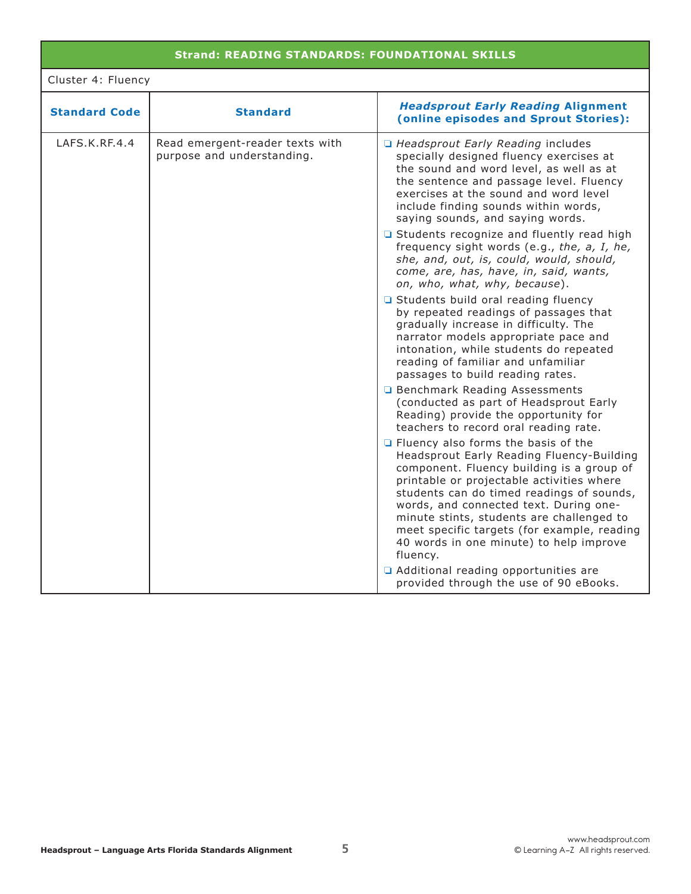| Strand: READING STANDARDS: FOUNDATIONAL SKILLS | | |
|---|---|---|
| Cluster 4: Fluency | | |
| **Standard Code** | **Standard** | ***Headsprout Early Reading* Alignment (online episodes and Sprout Stories):** |
| LAFS.K.RF.4.4 | Read emergent-reader texts with purpose and understanding. | ❑ *Headsprout Early Reading* includes specially designed fluency exercises at the sound and word level, as well as at the sentence and passage level. Fluency exercises at the sound and word level include finding sounds within words, saying sounds, and saying words.<br>❑ Students recognize and fluently read high frequency sight words (e.g., *the, a, I, he, she, and, out, is, could, would, should, come, are, has, have, in, said, wants, on, who, what, why, because*).<br>❑ Students build oral reading fluency by repeated readings of passages that gradually increase in difficulty. The narrator models appropriate pace and intonation, while students do repeated reading of familiar and unfamiliar passages to build reading rates.<br>❑ Benchmark Reading Assessments (conducted as part of Headsprout Early Reading) provide the opportunity for teachers to record oral reading rate.<br>❑ Fluency also forms the basis of the Headsprout Early Reading Fluency-Building component. Fluency building is a group of printable or projectable activities where students can do timed readings of sounds, words, and connected text. During one-minute stints, students are challenged to meet specific targets (for example, reading 40 words in one minute) to help improve fluency.<br>❑ Additional reading opportunities are provided through the use of 90 eBooks. |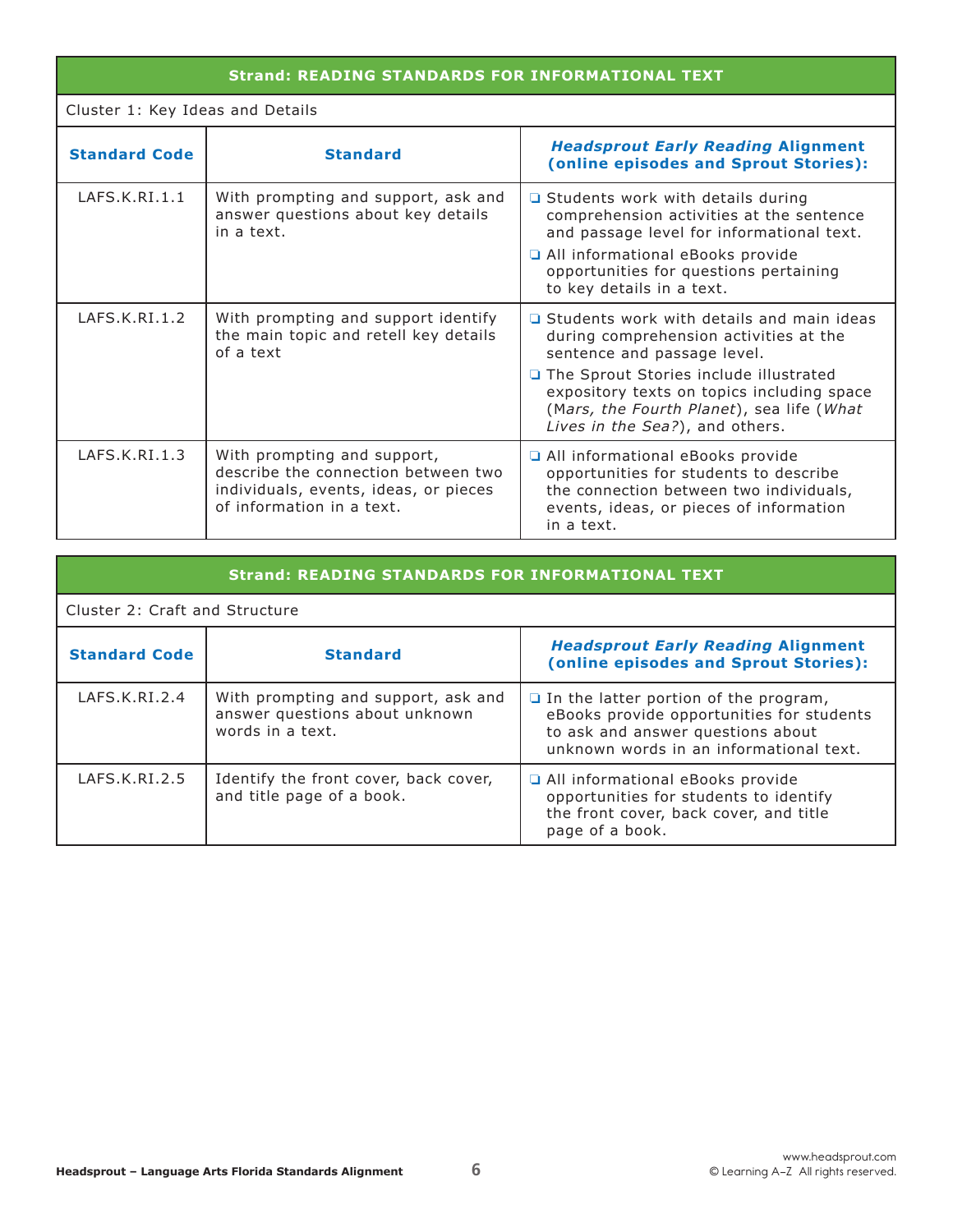**Strand: READING STANDARDS FOR INFORMATIONAL TEXT**

Cluster 1: Key Ideas and Details

| Standard Code | Standard | *Headsprout Early Reading* Alignment (online episodes and Sprout Stories): |
|---|---|---|
| LAFS.K.RI.1.1 | With prompting and support, ask and answer questions about key details in a text. | ❑ Students work with details during comprehension activities at the sentence and passage level for informational text.<br>❑ All informational eBooks provide opportunities for questions pertaining to key details in a text. |
| LAFS.K.RI.1.2 | With prompting and support identify the main topic and retell key details of a text | ❑ Students work with details and main ideas during comprehension activities at the sentence and passage level.<br>❑ The Sprout Stories include illustrated expository texts on topics including space (*Mars, the Fourth Planet*), sea life (*What Lives in the Sea?*), and others. |
| LAFS.K.RI.1.3 | With prompting and support, describe the connection between two individuals, events, ideas, or pieces of information in a text. | ❑ All informational eBooks provide opportunities for students to describe the connection between two individuals, events, ideas, or pieces of information in a text. |

**Strand: READING STANDARDS FOR INFORMATIONAL TEXT**

Cluster 2: Craft and Structure

| Standard Code | Standard | *Headsprout Early Reading* Alignment (online episodes and Sprout Stories): |
|---|---|---|
| LAFS.K.RI.2.4 | With prompting and support, ask and answer questions about unknown words in a text. | ❑ In the latter portion of the program, eBooks provide opportunities for students to ask and answer questions about unknown words in an informational text. |
| LAFS.K.RI.2.5 | Identify the front cover, back cover, and title page of a book. | ❑ All informational eBooks provide opportunities for students to identify the front cover, back cover, and title page of a book. |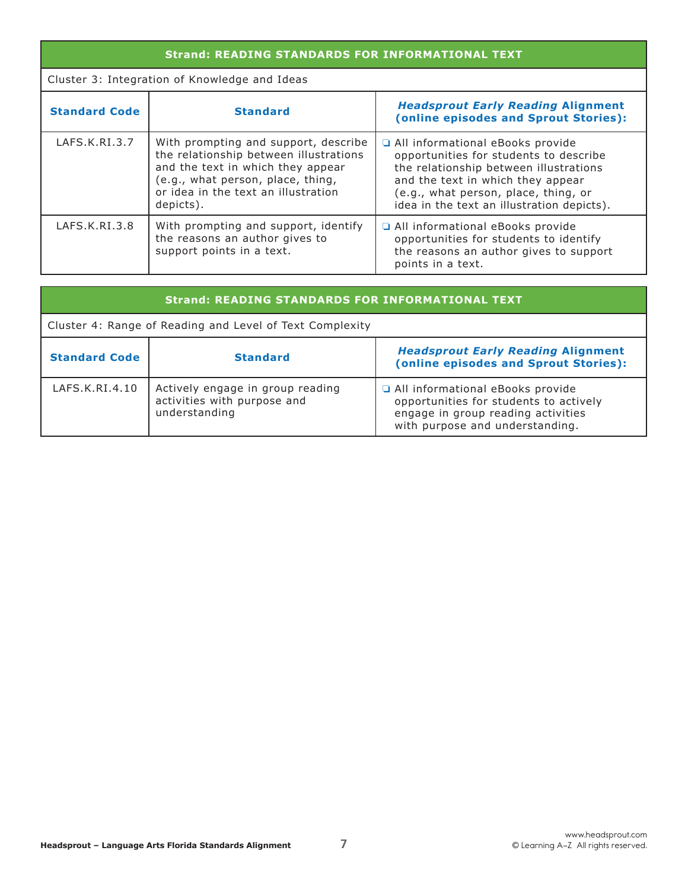| Strand: READING STANDARDS FOR INFORMATIONAL TEXT | | |
|---|---|---|
| Cluster 3: Integration of Knowledge and Ideas | | |
| **Standard Code** | **Standard** | ***Headsprout Early Reading* Alignment (online episodes and Sprout Stories):** |
| LAFS.K.RI.3.7 | With prompting and support, describe the relationship between illustrations and the text in which they appear (e.g., what person, place, thing, or idea in the text an illustration depicts). | ❑ All informational eBooks provide opportunities for students to describe the relationship between illustrations and the text in which they appear (e.g., what person, place, thing, or idea in the text an illustration depicts). |
| LAFS.K.RI.3.8 | With prompting and support, identify the reasons an author gives to support points in a text. | ❑ All informational eBooks provide opportunities for students to identify the reasons an author gives to support points in a text. |

| Strand: READING STANDARDS FOR INFORMATIONAL TEXT | | |
|---|---|---|
| Cluster 4: Range of Reading and Level of Text Complexity | | |
| **Standard Code** | **Standard** | ***Headsprout Early Reading* Alignment (online episodes and Sprout Stories):** |
| LAFS.K.RI.4.10 | Actively engage in group reading activities with purpose and understanding | ❑ All informational eBooks provide opportunities for students to actively engage in group reading activities with purpose and understanding. |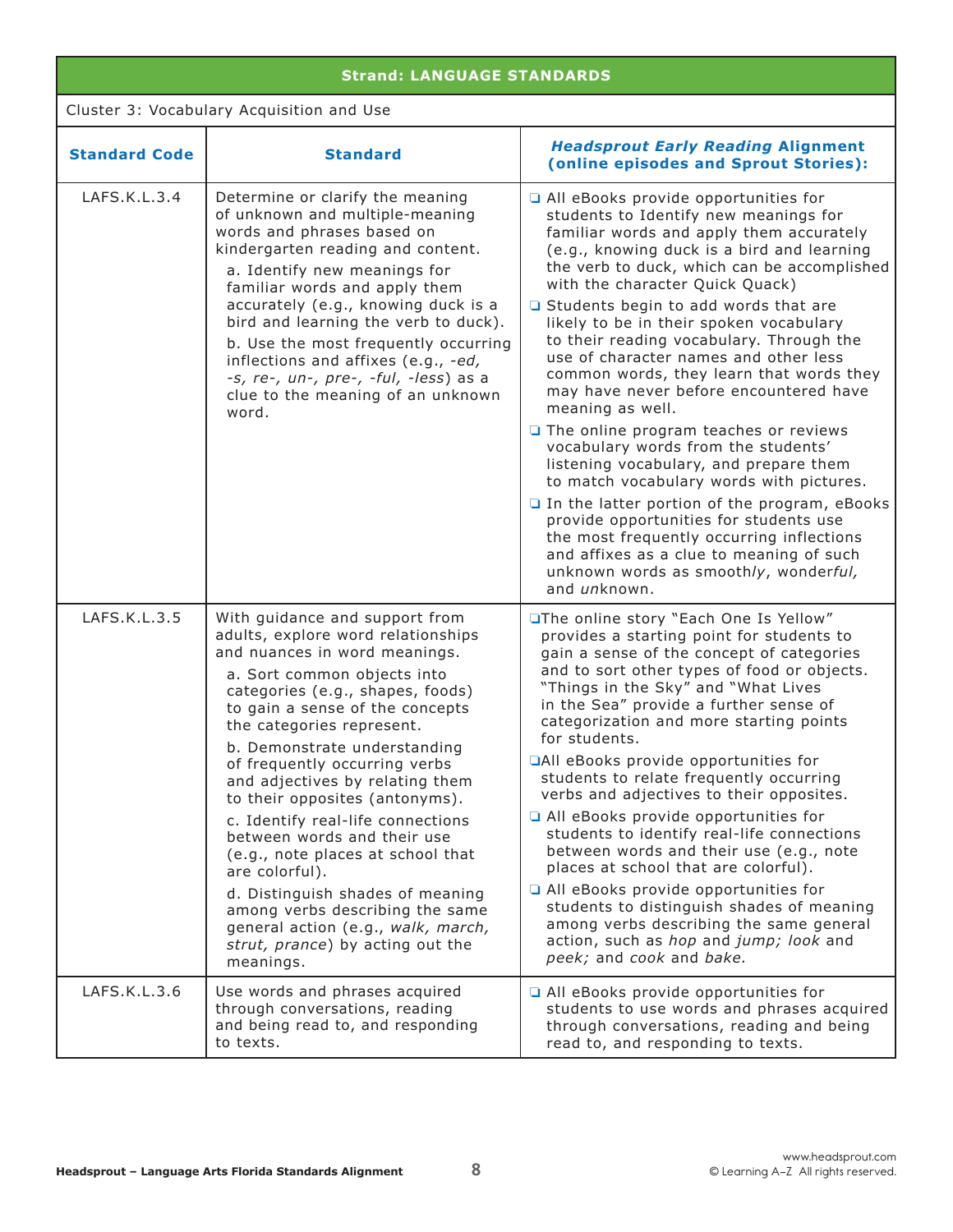| Strand: LANGUAGE STANDARDS | | |
|---|---|---|
| Cluster 3: Vocabulary Acquisition and Use | | |
| **Standard Code** | **Standard** | ***Headsprout Early Reading* Alignment (online episodes and Sprout Stories):** |
| LAFS.K.L.3.4 | Determine or clarify the meaning of unknown and multiple-meaning words and phrases based on kindergarten reading and content.<br>a. Identify new meanings for familiar words and apply them accurately (e.g., knowing duck is a bird and learning the verb to duck).<br>b. Use the most frequently occurring inflections and affixes (e.g., *-ed, -s, re-, un-, pre-, -ful, -less*) as a clue to the meaning of an unknown word. | ❑ All eBooks provide opportunities for students to Identify new meanings for familiar words and apply them accurately (e.g., knowing duck is a bird and learning the verb to duck, which can be accomplished with the character Quick Quack)<br>❑ Students begin to add words that are likely to be in their spoken vocabulary to their reading vocabulary. Through the use of character names and other less common words, they learn that words they may have never before encountered have meaning as well.<br>❑ The online program teaches or reviews vocabulary words from the students' listening vocabulary, and prepare them to match vocabulary words with pictures.<br>❑ In the latter portion of the program, eBooks provide opportunities for students use the most frequently occurring inflections and affixes as a clue to meaning of such unknown words as smooth*ly*, wonder*ful,* and *un*known. |
| LAFS.K.L.3.5 | With guidance and support from adults, explore word relationships and nuances in word meanings.<br>a. Sort common objects into categories (e.g., shapes, foods) to gain a sense of the concepts the categories represent.<br>b. Demonstrate understanding of frequently occurring verbs and adjectives by relating them to their opposites (antonyms).<br>c. Identify real-life connections between words and their use (e.g., note places at school that are colorful).<br>d. Distinguish shades of meaning among verbs describing the same general action (e.g., *walk, march, strut, prance*) by acting out the meanings. | ❑The online story "Each One Is Yellow" provides a starting point for students to gain a sense of the concept of categories and to sort other types of food or objects. "Things in the Sky" and "What Lives in the Sea" provide a further sense of categorization and more starting points for students.<br>❑All eBooks provide opportunities for students to relate frequently occurring verbs and adjectives to their opposites.<br>❑ All eBooks provide opportunities for students to identify real-life connections between words and their use (e.g., note places at school that are colorful).<br>❑ All eBooks provide opportunities for students to distinguish shades of meaning among verbs describing the same general action, such as *hop* and *jump; look* and *peek;* and *cook* and *bake.* |
| LAFS.K.L.3.6 | Use words and phrases acquired through conversations, reading and being read to, and responding to texts. | ❑ All eBooks provide opportunities for students to use words and phrases acquired through conversations, reading and being read to, and responding to texts. |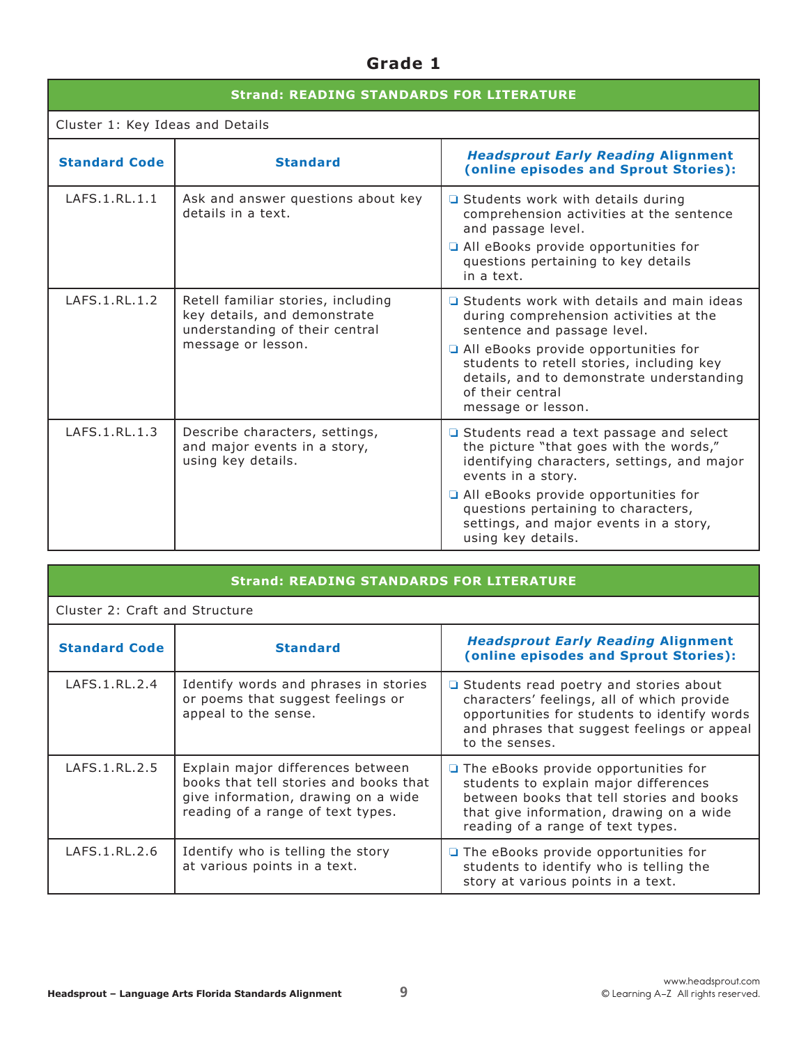## Grade 1

| Strand: READING STANDARDS FOR LITERATURE | | |
|---|---|---|
| Cluster 1: Key Ideas and Details | | |
| **Standard Code** | **Standard** | ***Headsprout Early Reading* Alignment (online episodes and Sprout Stories):** |
| LAFS.1.RL.1.1 | Ask and answer questions about key details in a text. | ❑ Students work with details during comprehension activities at the sentence and passage level.<br>❑ All eBooks provide opportunities for questions pertaining to key details in a text. |
| LAFS.1.RL.1.2 | Retell familiar stories, including key details, and demonstrate understanding of their central message or lesson. | ❑ Students work with details and main ideas during comprehension activities at the sentence and passage level.<br>❑ All eBooks provide opportunities for students to retell stories, including key details, and to demonstrate understanding of their central message or lesson. |
| LAFS.1.RL.1.3 | Describe characters, settings, and major events in a story, using key details. | ❑ Students read a text passage and select the picture "that goes with the words," identifying characters, settings, and major events in a story.<br>❑ All eBooks provide opportunities for questions pertaining to characters, settings, and major events in a story, using key details. |

| Strand: READING STANDARDS FOR LITERATURE | | |
|---|---|---|
| Cluster 2: Craft and Structure | | |
| **Standard Code** | **Standard** | ***Headsprout Early Reading* Alignment (online episodes and Sprout Stories):** |
| LAFS.1.RL.2.4 | Identify words and phrases in stories or poems that suggest feelings or appeal to the sense. | ❑ Students read poetry and stories about characters' feelings, all of which provide opportunities for students to identify words and phrases that suggest feelings or appeal to the senses. |
| LAFS.1.RL.2.5 | Explain major differences between books that tell stories and books that give information, drawing on a wide reading of a range of text types. | ❑ The eBooks provide opportunities for students to explain major differences between books that tell stories and books that give information, drawing on a wide reading of a range of text types. |
| LAFS.1.RL.2.6 | Identify who is telling the story at various points in a text. | ❑ The eBooks provide opportunities for students to identify who is telling the story at various points in a text. |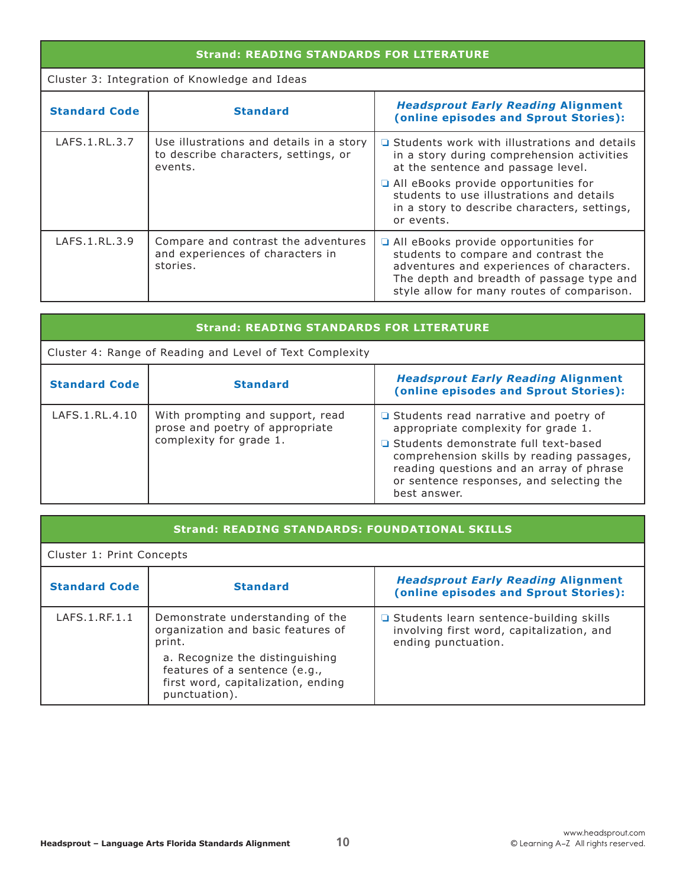## Strand: READING STANDARDS FOR LITERATURE

Cluster 3: Integration of Knowledge and Ideas

| Standard Code | Standard | *Headsprout Early Reading* Alignment (online episodes and Sprout Stories): |
| --- | --- | --- |
| LAFS.1.RL.3.7 | Use illustrations and details in a story to describe characters, settings, or events. | ❑ Students work with illustrations and details in a story during comprehension activities at the sentence and passage level.<br>❑ All eBooks provide opportunities for students to use illustrations and details in a story to describe characters, settings, or events. |
| LAFS.1.RL.3.9 | Compare and contrast the adventures and experiences of characters in stories. | ❑ All eBooks provide opportunities for students to compare and contrast the adventures and experiences of characters. The depth and breadth of passage type and style allow for many routes of comparison. |

## Strand: READING STANDARDS FOR LITERATURE

Cluster 4: Range of Reading and Level of Text Complexity

| Standard Code | Standard | *Headsprout Early Reading* Alignment (online episodes and Sprout Stories): |
| --- | --- | --- |
| LAFS.1.RL.4.10 | With prompting and support, read prose and poetry of appropriate complexity for grade 1. | ❑ Students read narrative and poetry of appropriate complexity for grade 1.<br>❑ Students demonstrate full text-based comprehension skills by reading passages, reading questions and an array of phrase or sentence responses, and selecting the best answer. |

## Strand: READING STANDARDS: FOUNDATIONAL SKILLS

Cluster 1: Print Concepts

| Standard Code | Standard | *Headsprout Early Reading* Alignment (online episodes and Sprout Stories): |
| --- | --- | --- |
| LAFS.1.RF.1.1 | Demonstrate understanding of the organization and basic features of print.<br>a. Recognize the distinguishing features of a sentence (e.g., first word, capitalization, ending punctuation). | ❑ Students learn sentence-building skills involving first word, capitalization, and ending punctuation. |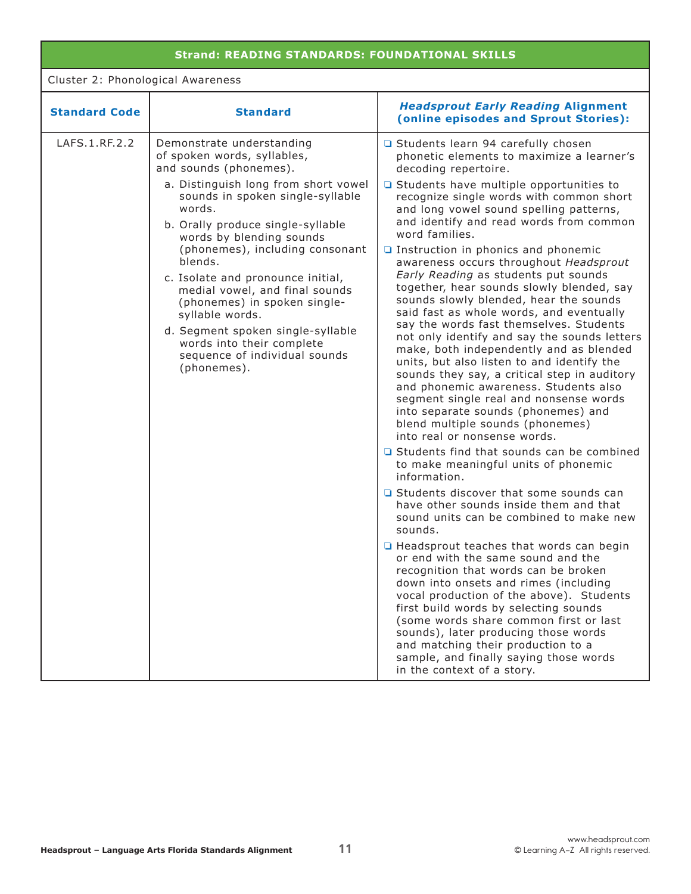| Strand: READING STANDARDS: FOUNDATIONAL SKILLS | | |
|---|---|---|
| Cluster 2: Phonological Awareness | | |
| **Standard Code** | **Standard** | ***Headsprout Early Reading* Alignment (online episodes and Sprout Stories):** |
| LAFS.1.RF.2.2 | Demonstrate understanding of spoken words, syllables, and sounds (phonemes).<br>a. Distinguish long from short vowel sounds in spoken single-syllable words.<br>b. Orally produce single-syllable words by blending sounds (phonemes), including consonant blends.<br>c. Isolate and pronounce initial, medial vowel, and final sounds (phonemes) in spoken single-syllable words.<br>d. Segment spoken single-syllable words into their complete sequence of individual sounds (phonemes). | ❑ Students learn 94 carefully chosen phonetic elements to maximize a learner's decoding repertoire.<br>❑ Students have multiple opportunities to recognize single words with common short and long vowel sound spelling patterns, and identify and read words from common word families.<br>❑ Instruction in phonics and phonemic awareness occurs throughout *Headsprout Early Reading* as students put sounds together, hear sounds slowly blended, say sounds slowly blended, hear the sounds said fast as whole words, and eventually say the words fast themselves. Students not only identify and say the sounds letters make, both independently and as blended units, but also listen to and identify the sounds they say, a critical step in auditory and phonemic awareness. Students also segment single real and nonsense words into separate sounds (phonemes) and blend multiple sounds (phonemes) into real or nonsense words.<br>❑ Students find that sounds can be combined to make meaningful units of phonemic information.<br>❑ Students discover that some sounds can have other sounds inside them and that sound units can be combined to make new sounds.<br>❑ Headsprout teaches that words can begin or end with the same sound and the recognition that words can be broken down into onsets and rimes (including vocal production of the above). Students first build words by selecting sounds (some words share common first or last sounds), later producing those words and matching their production to a sample, and finally saying those words in the context of a story. |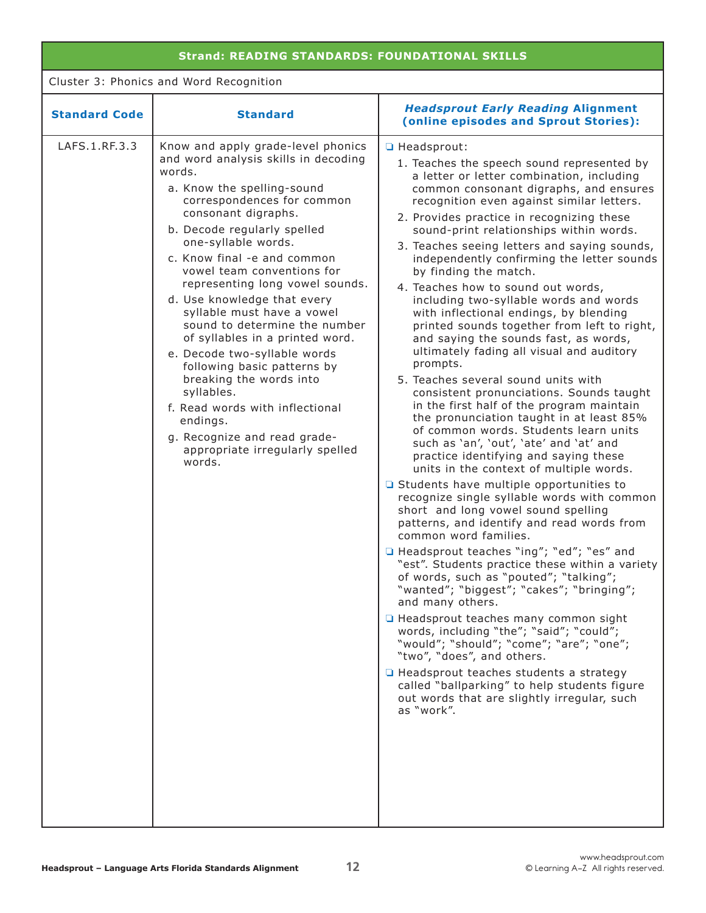| Strand: READING STANDARDS: FOUNDATIONAL SKILLS | | |
|---|---|---|
| Cluster 3: Phonics and Word Recognition | | |
| **Standard Code** | **Standard** | ***Headsprout Early Reading* Alignment (online episodes and Sprout Stories):** |
| LAFS.1.RF.3.3 | Know and apply grade-level phonics and word analysis skills in decoding words.<br>a. Know the spelling-sound correspondences for common consonant digraphs.<br>b. Decode regularly spelled one-syllable words.<br>c. Know final -e and common vowel team conventions for representing long vowel sounds.<br>d. Use knowledge that every syllable must have a vowel sound to determine the number of syllables in a printed word.<br>e. Decode two-syllable words following basic patterns by breaking the words into syllables.<br>f. Read words with inflectional endings.<br>g. Recognize and read grade-appropriate irregularly spelled words. | ❑ Headsprout:<br>1. Teaches the speech sound represented by a letter or letter combination, including common consonant digraphs, and ensures recognition even against similar letters.<br>2. Provides practice in recognizing these sound-print relationships within words.<br>3. Teaches seeing letters and saying sounds, independently confirming the letter sounds by finding the match.<br>4. Teaches how to sound out words, including two-syllable words and words with inflectional endings, by blending printed sounds together from left to right, and saying the sounds fast, as words, ultimately fading all visual and auditory prompts.<br>5. Teaches several sound units with consistent pronunciations. Sounds taught in the first half of the program maintain the pronunciation taught in at least 85% of common words. Students learn units such as 'an', 'out', 'ate' and 'at' and practice identifying and saying these units in the context of multiple words.<br>❑ Students have multiple opportunities to recognize single syllable words with common short and long vowel sound spelling patterns, and identify and read words from common word families.<br>❑ Headsprout teaches "ing"; "ed"; "es" and "est". Students practice these within a variety of words, such as "pouted"; "talking"; "wanted"; "biggest"; "cakes"; "bringing"; and many others.<br>❑ Headsprout teaches many common sight words, including "the"; "said"; "could"; "would"; "should"; "come"; "are"; "one"; "two", "does", and others.<br>❑ Headsprout teaches students a strategy called "ballparking" to help students figure out words that are slightly irregular, such as "work". |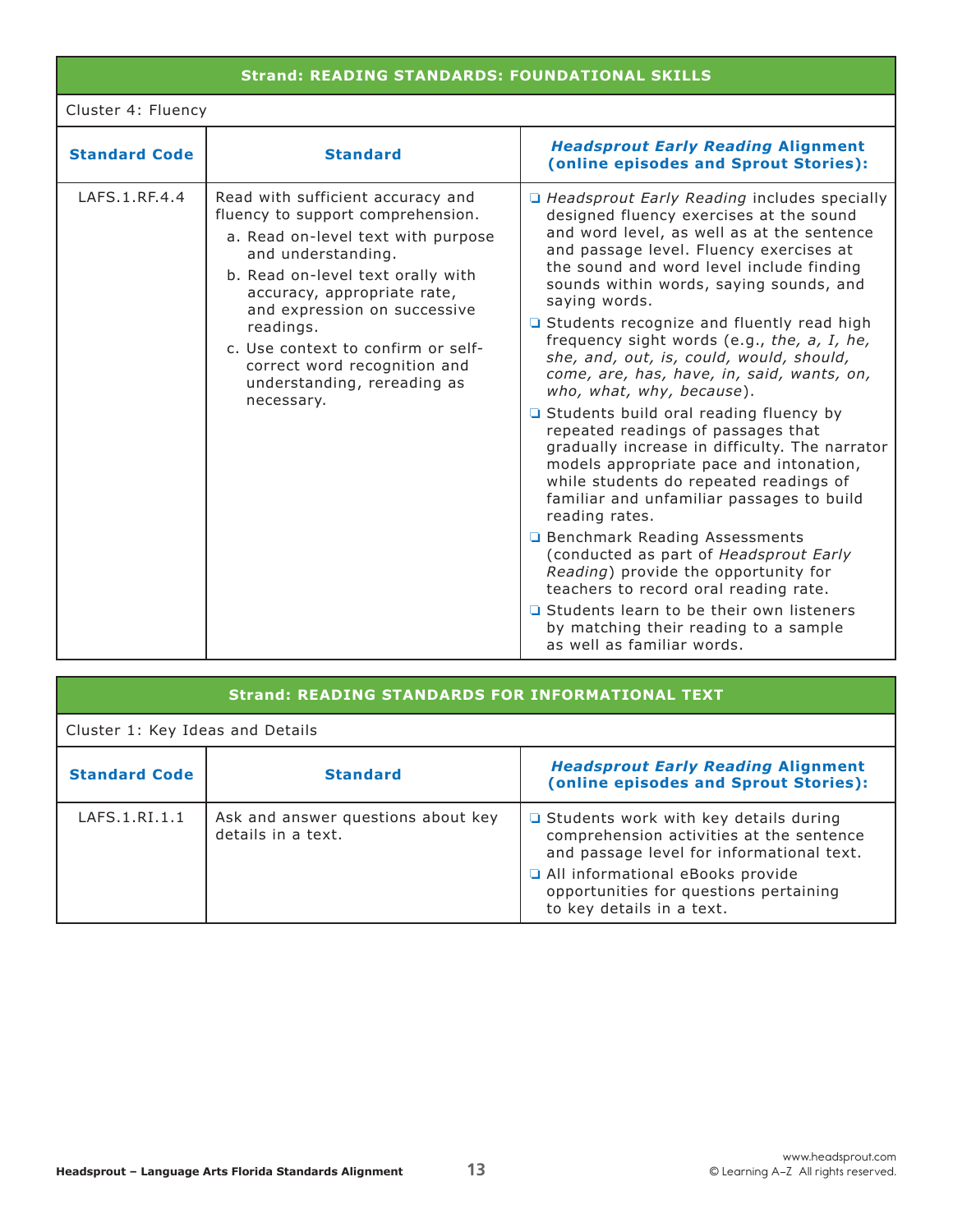## Strand: READING STANDARDS: FOUNDATIONAL SKILLS

Cluster 4: Fluency

| Standard Code | Standard | *Headsprout Early Reading* Alignment (online episodes and Sprout Stories): |
|---|---|---|
| LAFS.1.RF.4.4 | Read with sufficient accuracy and fluency to support comprehension.<br>a. Read on-level text with purpose and understanding.<br>b. Read on-level text orally with accuracy, appropriate rate, and expression on successive readings.<br>c. Use context to confirm or self-correct word recognition and understanding, rereading as necessary. | ❑ *Headsprout Early Reading* includes specially designed fluency exercises at the sound and word level, as well as at the sentence and passage level. Fluency exercises at the sound and word level include finding sounds within words, saying sounds, and saying words.<br>❑ Students recognize and fluently read high frequency sight words (e.g., *the, a, I, he, she, and, out, is, could, would, should, come, are, has, have, in, said, wants, on, who, what, why, because*).<br>❑ Students build oral reading fluency by repeated readings of passages that gradually increase in difficulty. The narrator models appropriate pace and intonation, while students do repeated readings of familiar and unfamiliar passages to build reading rates.<br>❑ Benchmark Reading Assessments (conducted as part of *Headsprout Early Reading*) provide the opportunity for teachers to record oral reading rate.<br>❑ Students learn to be their own listeners by matching their reading to a sample as well as familiar words. |

## Strand: READING STANDARDS FOR INFORMATIONAL TEXT

Cluster 1: Key Ideas and Details

| Standard Code | Standard | *Headsprout Early Reading* Alignment (online episodes and Sprout Stories): |
|---|---|---|
| LAFS.1.RI.1.1 | Ask and answer questions about key details in a text. | ❑ Students work with key details during comprehension activities at the sentence and passage level for informational text.<br>❑ All informational eBooks provide opportunities for questions pertaining to key details in a text. |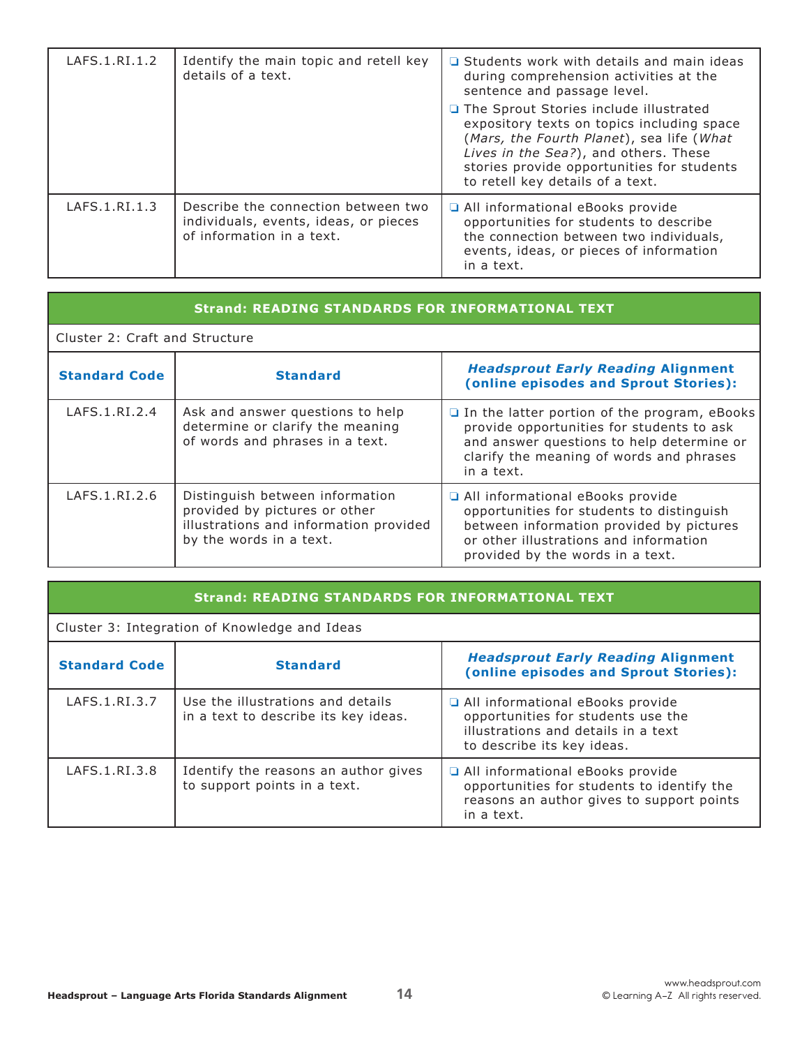| | | |
|---|---|---|
| LAFS.1.RI.1.2 | Identify the main topic and retell key details of a text. | ❑ Students work with details and main ideas during comprehension activities at the sentence and passage level.<br>❑ The Sprout Stories include illustrated expository texts on topics including space (*Mars, the Fourth Planet*), sea life (*What Lives in the Sea?*), and others. These stories provide opportunities for students to retell key details of a text. |
| LAFS.1.RI.1.3 | Describe the connection between two individuals, events, ideas, or pieces of information in a text. | ❑ All informational eBooks provide opportunities for students to describe the connection between two individuals, events, ideas, or pieces of information in a text. |

**Strand: READING STANDARDS FOR INFORMATIONAL TEXT**

Cluster 2: Craft and Structure

| Standard Code | Standard | *Headsprout Early Reading* Alignment (online episodes and Sprout Stories): |
|---|---|---|
| LAFS.1.RI.2.4 | Ask and answer questions to help determine or clarify the meaning of words and phrases in a text. | ❑ In the latter portion of the program, eBooks provide opportunities for students to ask and answer questions to help determine or clarify the meaning of words and phrases in a text. |
| LAFS.1.RI.2.6 | Distinguish between information provided by pictures or other illustrations and information provided by the words in a text. | ❑ All informational eBooks provide opportunities for students to distinguish between information provided by pictures or other illustrations and information provided by the words in a text. |

**Strand: READING STANDARDS FOR INFORMATIONAL TEXT**

Cluster 3: Integration of Knowledge and Ideas

| Standard Code | Standard | *Headsprout Early Reading* Alignment (online episodes and Sprout Stories): |
|---|---|---|
| LAFS.1.RI.3.7 | Use the illustrations and details in a text to describe its key ideas. | ❑ All informational eBooks provide opportunities for students use the illustrations and details in a text to describe its key ideas. |
| LAFS.1.RI.3.8 | Identify the reasons an author gives to support points in a text. | ❑ All informational eBooks provide opportunities for students to identify the reasons an author gives to support points in a text. |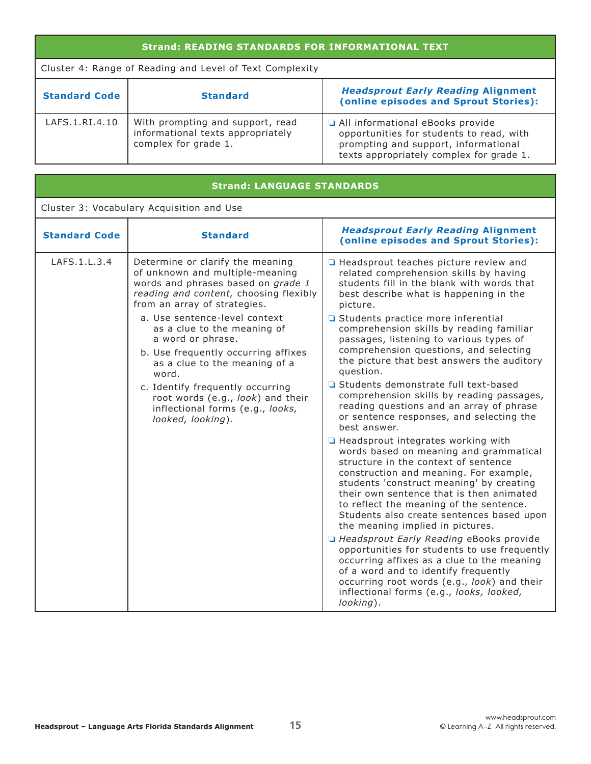| Strand: READING STANDARDS FOR INFORMATIONAL TEXT | | |
|---|---|---|
| Cluster 4: Range of Reading and Level of Text Complexity | | |
| **Standard Code** | **Standard** | ***Headsprout Early Reading* Alignment (online episodes and Sprout Stories):** |
| LAFS.1.RI.4.10 | With prompting and support, read informational texts appropriately complex for grade 1. | ❑ All informational eBooks provide opportunities for students to read, with prompting and support, informational texts appropriately complex for grade 1. |

| Strand: LANGUAGE STANDARDS | | |
|---|---|---|
| Cluster 3: Vocabulary Acquisition and Use | | |
| **Standard Code** | **Standard** | ***Headsprout Early Reading* Alignment (online episodes and Sprout Stories):** |
| LAFS.1.L.3.4 | Determine or clarify the meaning of unknown and multiple-meaning words and phrases based on *grade 1 reading and content,* choosing flexibly from an array of strategies.<br>a. Use sentence-level context as a clue to the meaning of a word or phrase.<br>b. Use frequently occurring affixes as a clue to the meaning of a word.<br>c. Identify frequently occurring root words (e.g., *look*) and their inflectional forms (e.g., *looks, looked, looking*). | ❑ Headsprout teaches picture review and related comprehension skills by having students fill in the blank with words that best describe what is happening in the picture.<br>❑ Students practice more inferential comprehension skills by reading familiar passages, listening to various types of comprehension questions, and selecting the picture that best answers the auditory question.<br>❑ Students demonstrate full text-based comprehension skills by reading passages, reading questions and an array of phrase or sentence responses, and selecting the best answer.<br>❑ Headsprout integrates working with words based on meaning and grammatical structure in the context of sentence construction and meaning. For example, students 'construct meaning' by creating their own sentence that is then animated to reflect the meaning of the sentence. Students also create sentences based upon the meaning implied in pictures.<br>❑ *Headsprout Early Reading* eBooks provide opportunities for students to use frequently occurring affixes as a clue to the meaning of a word and to identify frequently occurring root words (e.g., *look*) and their inflectional forms (e.g., *looks, looked, looking*). |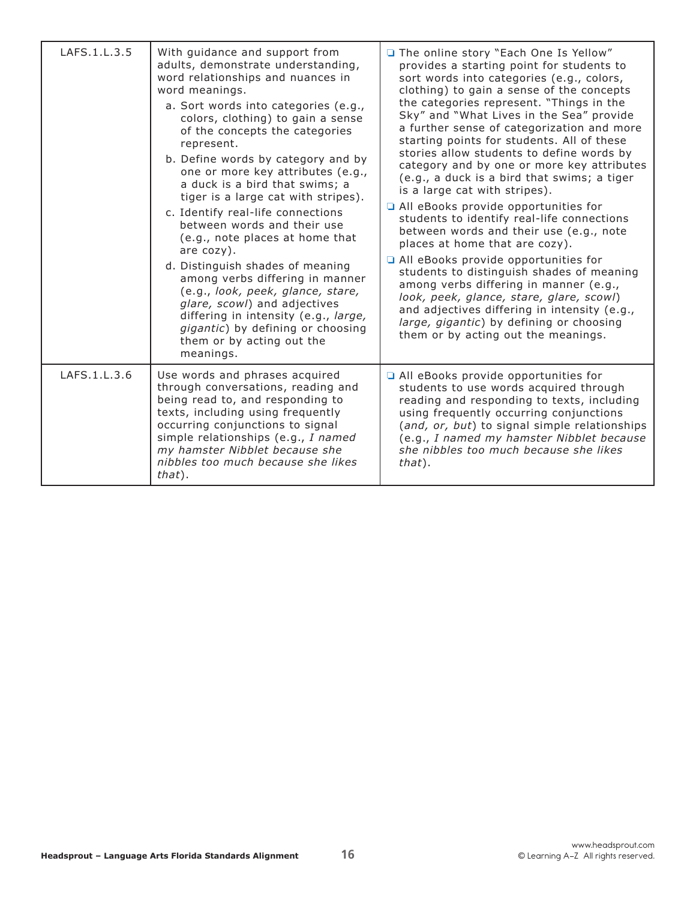| | | |
|---|---|---|
| LAFS.1.L.3.5 | With guidance and support from adults, demonstrate understanding, word relationships and nuances in word meanings.<br>a. Sort words into categories (e.g., colors, clothing) to gain a sense of the concepts the categories represent.<br>b. Define words by category and by one or more key attributes (e.g., a duck is a bird that swims; a tiger is a large cat with stripes).<br>c. Identify real-life connections between words and their use (e.g., note places at home that are cozy).<br>d. Distinguish shades of meaning among verbs differing in manner (e.g., *look, peek, glance, stare, glare, scowl*) and adjectives differing in intensity (e.g., *large, gigantic*) by defining or choosing them or by acting out the meanings. | ❑ The online story "Each One Is Yellow" provides a starting point for students to sort words into categories (e.g., colors, clothing) to gain a sense of the concepts the categories represent. "Things in the Sky" and "What Lives in the Sea" provide a further sense of categorization and more starting points for students. All of these stories allow students to define words by category and by one or more key attributes (e.g., a duck is a bird that swims; a tiger is a large cat with stripes).<br>❑ All eBooks provide opportunities for students to identify real-life connections between words and their use (e.g., note places at home that are cozy).<br>❑ All eBooks provide opportunities for students to distinguish shades of meaning among verbs differing in manner (e.g., *look, peek, glance, stare, glare, scowl*) and adjectives differing in intensity (e.g., *large, gigantic*) by defining or choosing them or by acting out the meanings. |
| LAFS.1.L.3.6 | Use words and phrases acquired through conversations, reading and being read to, and responding to texts, including using frequently occurring conjunctions to signal simple relationships (e.g., *I named my hamster Nibblet because she nibbles too much because she likes that*). | ❑ All eBooks provide opportunities for students to use words acquired through reading and responding to texts, including using frequently occurring conjunctions (*and, or, but*) to signal simple relationships (e.g., *I named my hamster Nibblet because she nibbles too much because she likes that*). |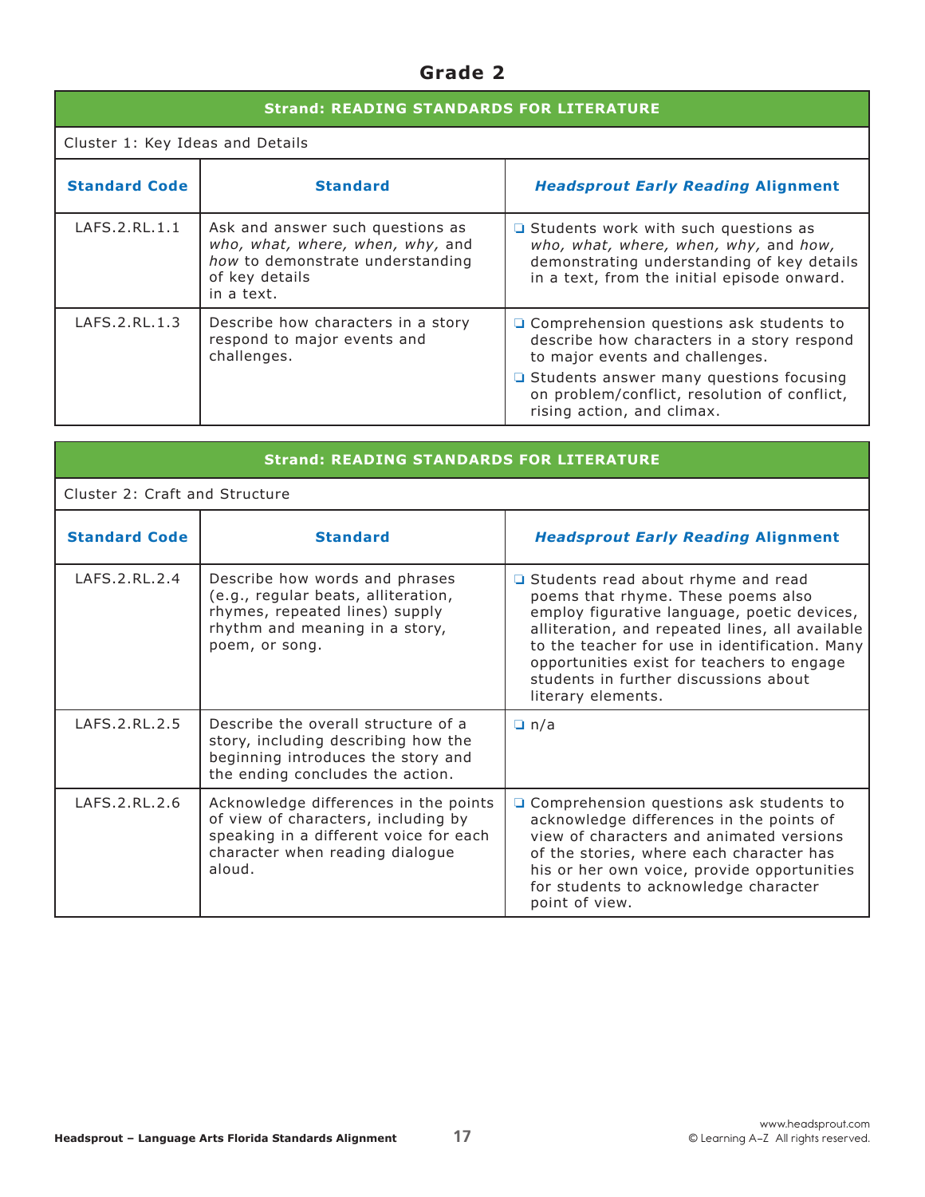# Grade 2

| Strand: READING STANDARDS FOR LITERATURE | | |
|---|---|---|
| Cluster 1: Key Ideas and Details | | |
| **Standard Code** | **Standard** | ***Headsprout Early Reading* Alignment** |
| LAFS.2.RL.1.1 | Ask and answer such questions as *who, what, where, when, why,* and *how* to demonstrate understanding of key details in a text. | ❏ Students work with such questions as *who, what, where, when, why,* and *how,* demonstrating understanding of key details in a text, from the initial episode onward. |
| LAFS.2.RL.1.3 | Describe how characters in a story respond to major events and challenges. | ❏ Comprehension questions ask students to describe how characters in a story respond to major events and challenges.<br>❏ Students answer many questions focusing on problem/conflict, resolution of conflict, rising action, and climax. |

| Strand: READING STANDARDS FOR LITERATURE | | |
|---|---|---|
| Cluster 2: Craft and Structure | | |
| **Standard Code** | **Standard** | ***Headsprout Early Reading* Alignment** |
| LAFS.2.RL.2.4 | Describe how words and phrases (e.g., regular beats, alliteration, rhymes, repeated lines) supply rhythm and meaning in a story, poem, or song. | ❏ Students read about rhyme and read poems that rhyme. These poems also employ figurative language, poetic devices, alliteration, and repeated lines, all available to the teacher for use in identification. Many opportunities exist for teachers to engage students in further discussions about literary elements. |
| LAFS.2.RL.2.5 | Describe the overall structure of a story, including describing how the beginning introduces the story and the ending concludes the action. | ❏ n/a |
| LAFS.2.RL.2.6 | Acknowledge differences in the points of view of characters, including by speaking in a different voice for each character when reading dialogue aloud. | ❏ Comprehension questions ask students to acknowledge differences in the points of view of characters and animated versions of the stories, where each character has his or her own voice, provide opportunities for students to acknowledge character point of view. |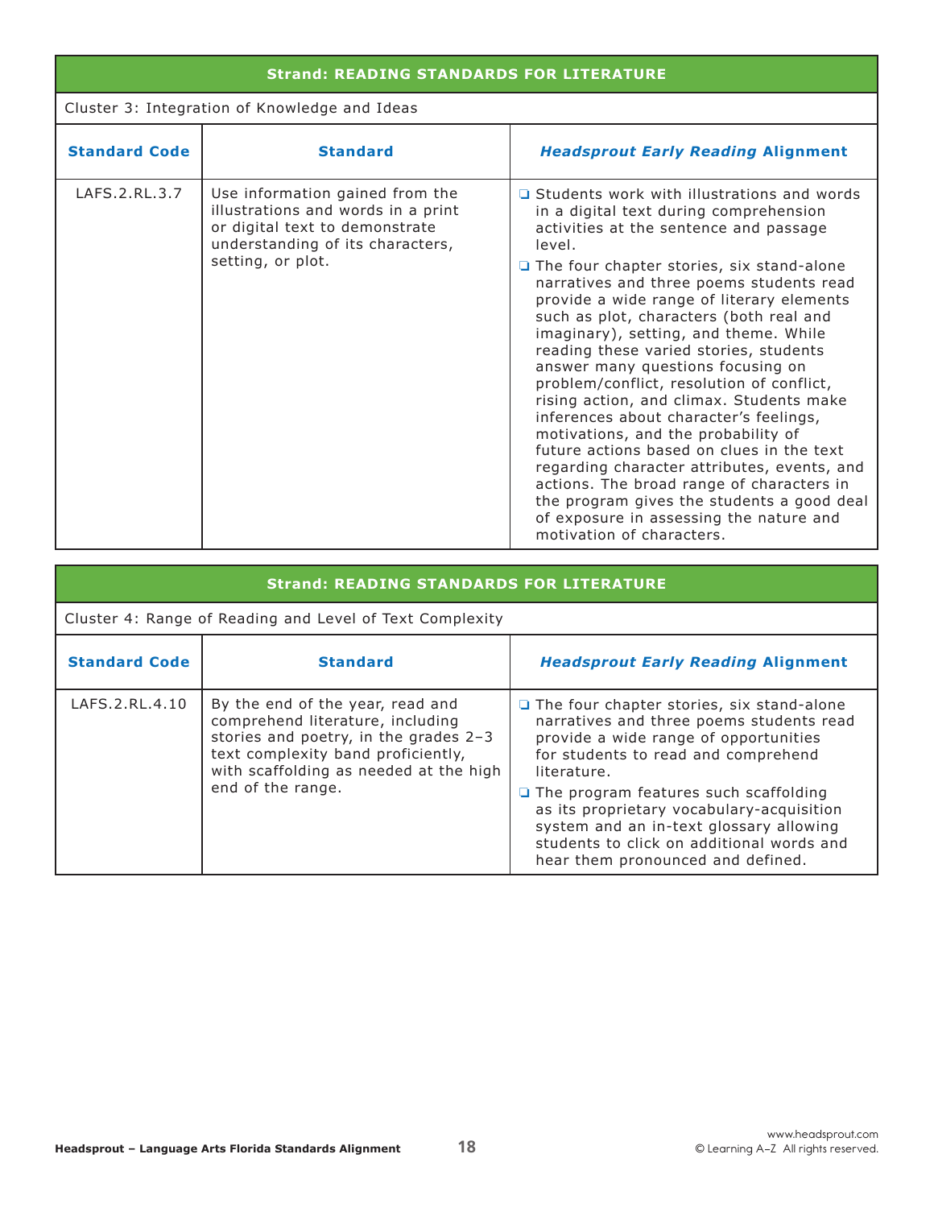| Strand: READING STANDARDS FOR LITERATURE | | |
|---|---|---|
| Cluster 3: Integration of Knowledge and Ideas | | |
| **Standard Code** | **Standard** | ***Headsprout Early Reading* Alignment** |
| LAFS.2.RL.3.7 | Use information gained from the illustrations and words in a print or digital text to demonstrate understanding of its characters, setting, or plot. | ❑ Students work with illustrations and words in a digital text during comprehension activities at the sentence and passage level.<br>❑ The four chapter stories, six stand-alone narratives and three poems students read provide a wide range of literary elements such as plot, characters (both real and imaginary), setting, and theme. While reading these varied stories, students answer many questions focusing on problem/conflict, resolution of conflict, rising action, and climax. Students make inferences about character's feelings, motivations, and the probability of future actions based on clues in the text regarding character attributes, events, and actions. The broad range of characters in the program gives the students a good deal of exposure in assessing the nature and motivation of characters. |

| Strand: READING STANDARDS FOR LITERATURE | | |
|---|---|---|
| Cluster 4: Range of Reading and Level of Text Complexity | | |
| **Standard Code** | **Standard** | ***Headsprout Early Reading* Alignment** |
| LAFS.2.RL.4.10 | By the end of the year, read and comprehend literature, including stories and poetry, in the grades 2–3 text complexity band proficiently, with scaffolding as needed at the high end of the range. | ❑ The four chapter stories, six stand-alone narratives and three poems students read provide a wide range of opportunities for students to read and comprehend literature.<br>❑ The program features such scaffolding as its proprietary vocabulary-acquisition system and an in-text glossary allowing students to click on additional words and hear them pronounced and defined. |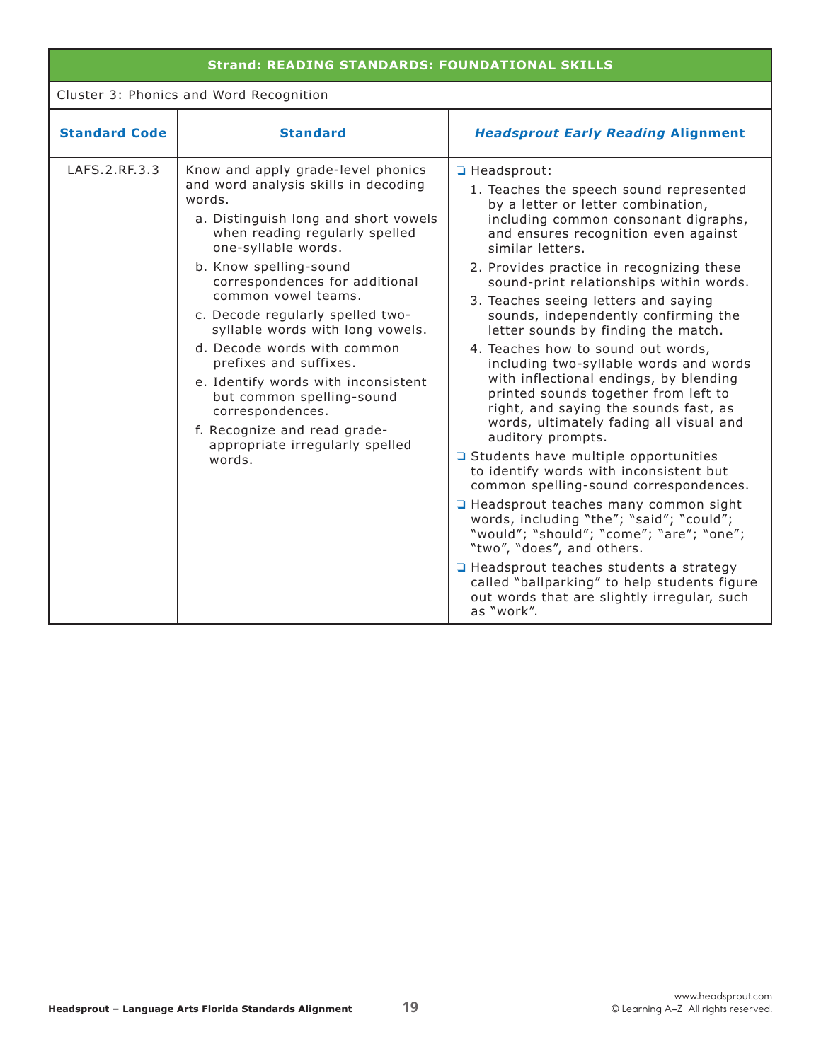| Strand: READING STANDARDS: FOUNDATIONAL SKILLS | | |
|---|---|---|
| Cluster 3: Phonics and Word Recognition | | |
| **Standard Code** | **Standard** | ***Headsprout Early Reading* Alignment** |
| LAFS.2.RF.3.3 | Know and apply grade-level phonics and word analysis skills in decoding words.<br>a. Distinguish long and short vowels when reading regularly spelled one-syllable words.<br>b. Know spelling-sound correspondences for additional common vowel teams.<br>c. Decode regularly spelled two-syllable words with long vowels.<br>d. Decode words with common prefixes and suffixes.<br>e. Identify words with inconsistent but common spelling-sound correspondences.<br>f. Recognize and read grade-appropriate irregularly spelled words. | ❏ Headsprout:<br>1. Teaches the speech sound represented by a letter or letter combination, including common consonant digraphs, and ensures recognition even against similar letters.<br>2. Provides practice in recognizing these sound-print relationships within words.<br>3. Teaches seeing letters and saying sounds, independently confirming the letter sounds by finding the match.<br>4. Teaches how to sound out words, including two-syllable words and words with inflectional endings, by blending printed sounds together from left to right, and saying the sounds fast, as words, ultimately fading all visual and auditory prompts.<br>❏ Students have multiple opportunities to identify words with inconsistent but common spelling-sound correspondences.<br>❏ Headsprout teaches many common sight words, including "the"; "said"; "could"; "would"; "should"; "come"; "are"; "one"; "two", "does", and others.<br>❏ Headsprout teaches students a strategy called "ballparking" to help students figure out words that are slightly irregular, such as "work". |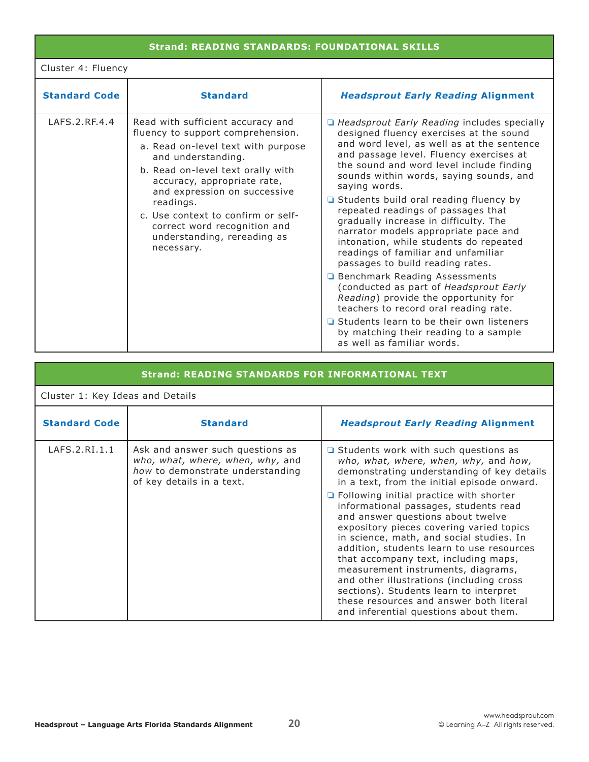## Strand: READING STANDARDS: FOUNDATIONAL SKILLS

Cluster 4: Fluency

| Standard Code | Standard | *Headsprout Early Reading* Alignment |
|---|---|---|
| LAFS.2.RF.4.4 | Read with sufficient accuracy and fluency to support comprehension.<br>a. Read on-level text with purpose and understanding.<br>b. Read on-level text orally with accuracy, appropriate rate, and expression on successive readings.<br>c. Use context to confirm or self-correct word recognition and understanding, rereading as necessary. | ❑ *Headsprout Early Reading* includes specially designed fluency exercises at the sound and word level, as well as at the sentence and passage level. Fluency exercises at the sound and word level include finding sounds within words, saying sounds, and saying words.<br>❑ Students build oral reading fluency by repeated readings of passages that gradually increase in difficulty. The narrator models appropriate pace and intonation, while students do repeated readings of familiar and unfamiliar passages to build reading rates.<br>❑ Benchmark Reading Assessments (conducted as part of *Headsprout Early Reading*) provide the opportunity for teachers to record oral reading rate.<br>❑ Students learn to be their own listeners by matching their reading to a sample as well as familiar words. |

## Strand: READING STANDARDS FOR INFORMATIONAL TEXT

Cluster 1: Key Ideas and Details

| Standard Code | Standard | *Headsprout Early Reading* Alignment |
|---|---|---|
| LAFS.2.RI.1.1 | Ask and answer such questions as *who, what, where, when, why,* and *how* to demonstrate understanding of key details in a text. | ❑ Students work with such questions as *who, what, where, when, why,* and *how,* demonstrating understanding of key details in a text, from the initial episode onward.<br>❑ Following initial practice with shorter informational passages, students read and answer questions about twelve expository pieces covering varied topics in science, math, and social studies. In addition, students learn to use resources that accompany text, including maps, measurement instruments, diagrams, and other illustrations (including cross sections). Students learn to interpret these resources and answer both literal and inferential questions about them. |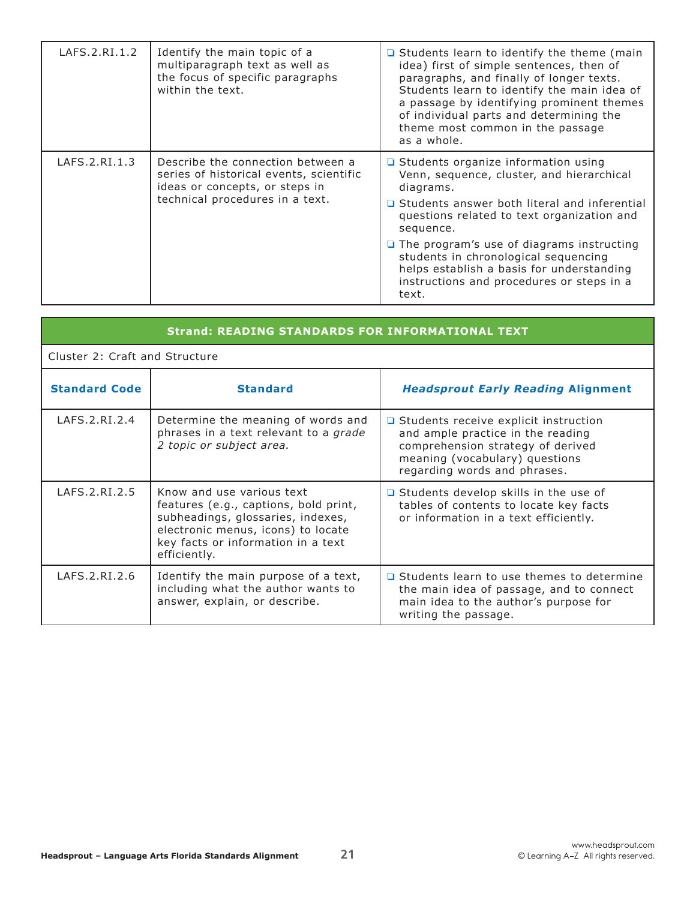| | | |
|---|---|---|
| LAFS.2.RI.1.2 | Identify the main topic of a multiparagraph text as well as the focus of specific paragraphs within the text. | ❑ Students learn to identify the theme (main idea) first of simple sentences, then of paragraphs, and finally of longer texts. Students learn to identify the main idea of a passage by identifying prominent themes of individual parts and determining the theme most common in the passage as a whole. |
| LAFS.2.RI.1.3 | Describe the connection between a series of historical events, scientific ideas or concepts, or steps in technical procedures in a text. | ❑ Students organize information using Venn, sequence, cluster, and hierarchical diagrams.<br>❑ Students answer both literal and inferential questions related to text organization and sequence.<br>❑ The program's use of diagrams instructing students in chronological sequencing helps establish a basis for understanding instructions and procedures or steps in a text. |

**Strand: READING STANDARDS FOR INFORMATIONAL TEXT**

Cluster 2: Craft and Structure

| Standard Code | Standard | *Headsprout Early Reading* Alignment |
|---|---|---|
| LAFS.2.RI.2.4 | Determine the meaning of words and phrases in a text relevant to a *grade 2 topic or subject area.* | ❑ Students receive explicit instruction and ample practice in the reading comprehension strategy of derived meaning (vocabulary) questions regarding words and phrases. |
| LAFS.2.RI.2.5 | Know and use various text features (e.g., captions, bold print, subheadings, glossaries, indexes, electronic menus, icons) to locate key facts or information in a text efficiently. | ❑ Students develop skills in the use of tables of contents to locate key facts or information in a text efficiently. |
| LAFS.2.RI.2.6 | Identify the main purpose of a text, including what the author wants to answer, explain, or describe. | ❑ Students learn to use themes to determine the main idea of passage, and to connect main idea to the author's purpose for writing the passage. |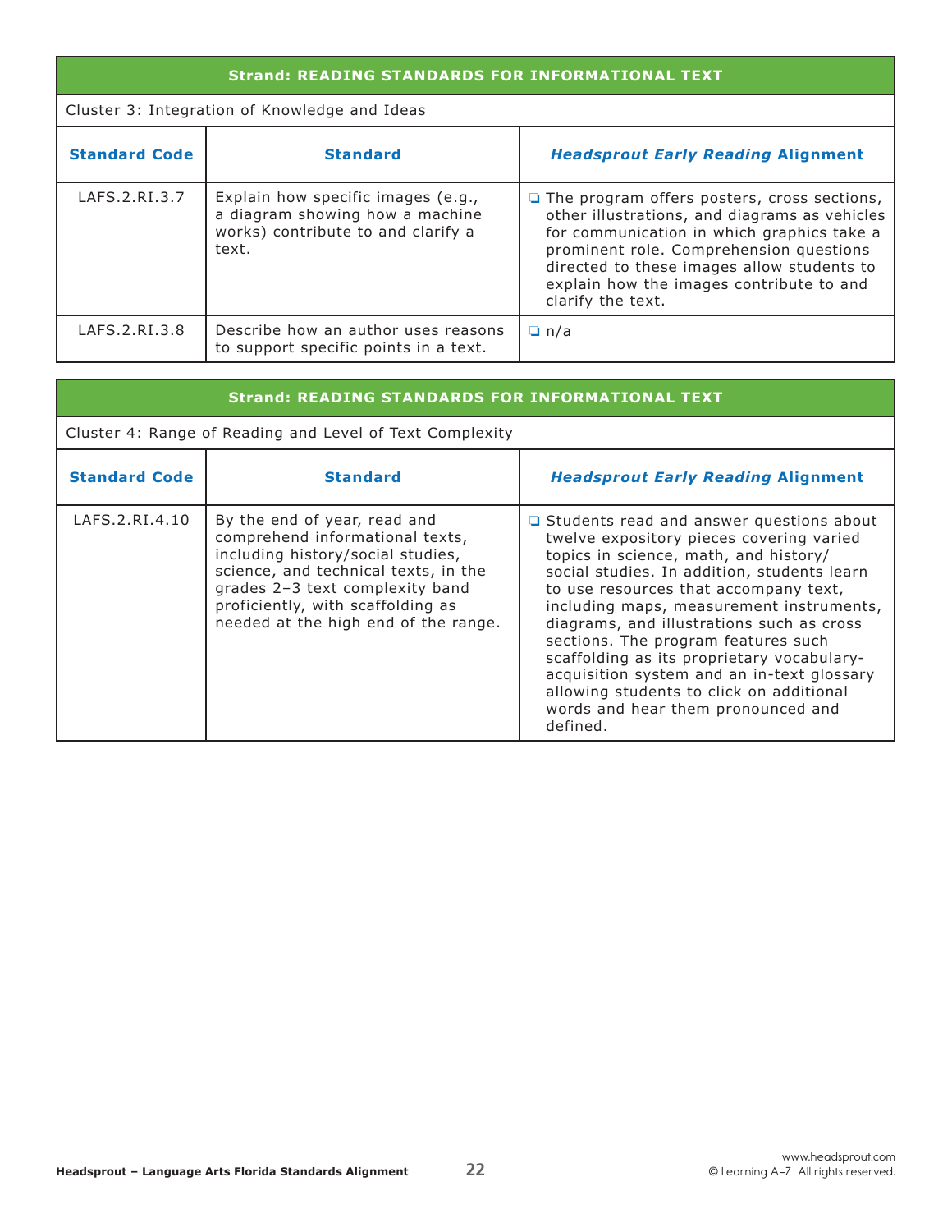| Strand: READING STANDARDS FOR INFORMATIONAL TEXT | | |
|---|---|---|
| Cluster 3: Integration of Knowledge and Ideas | | |
| **Standard Code** | **Standard** | ***Headsprout Early Reading* Alignment** |
| LAFS.2.RI.3.7 | Explain how specific images (e.g., a diagram showing how a machine works) contribute to and clarify a text. | ❑ The program offers posters, cross sections, other illustrations, and diagrams as vehicles for communication in which graphics take a prominent role. Comprehension questions directed to these images allow students to explain how the images contribute to and clarify the text. |
| LAFS.2.RI.3.8 | Describe how an author uses reasons to support specific points in a text. | ❑ n/a |

| Strand: READING STANDARDS FOR INFORMATIONAL TEXT | | |
|---|---|---|
| Cluster 4: Range of Reading and Level of Text Complexity | | |
| **Standard Code** | **Standard** | ***Headsprout Early Reading* Alignment** |
| LAFS.2.RI.4.10 | By the end of year, read and comprehend informational texts, including history/social studies, science, and technical texts, in the grades 2–3 text complexity band proficiently, with scaffolding as needed at the high end of the range. | ❑ Students read and answer questions about twelve expository pieces covering varied topics in science, math, and history/social studies. In addition, students learn to use resources that accompany text, including maps, measurement instruments, diagrams, and illustrations such as cross sections. The program features such scaffolding as its proprietary vocabulary-acquisition system and an in-text glossary allowing students to click on additional words and hear them pronounced and defined. |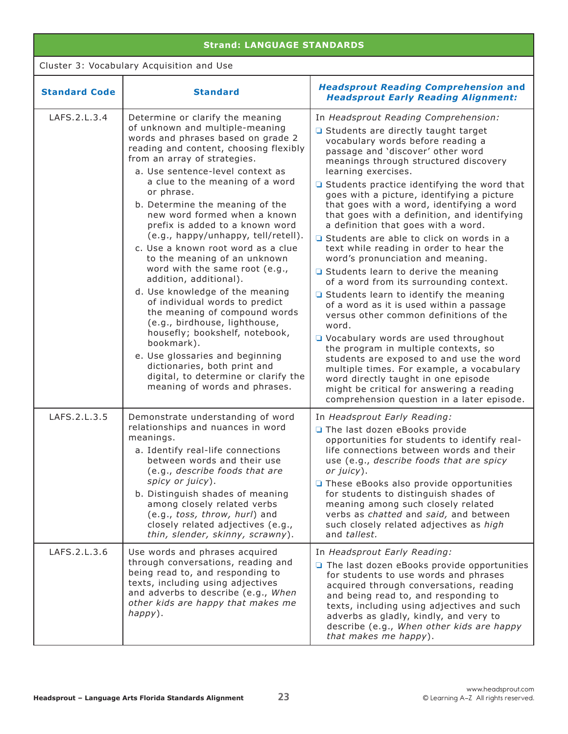| Strand: LANGUAGE STANDARDS | | |
|---|---|---|
| Cluster 3: Vocabulary Acquisition and Use | | |
| **Standard Code** | **Standard** | ***Headsprout Reading Comprehension* and *Headsprout Early Reading* Alignment:** |
| LAFS.2.L.3.4 | Determine or clarify the meaning of unknown and multiple-meaning words and phrases based on grade 2 reading and content, choosing flexibly from an array of strategies.<br>a. Use sentence-level context as a clue to the meaning of a word or phrase.<br>b. Determine the meaning of the new word formed when a known prefix is added to a known word (e.g., happy/unhappy, tell/retell).<br>c. Use a known root word as a clue to the meaning of an unknown word with the same root (e.g., addition, additional).<br>d. Use knowledge of the meaning of individual words to predict the meaning of compound words (e.g., birdhouse, lighthouse, housefly; bookshelf, notebook, bookmark).<br>e. Use glossaries and beginning dictionaries, both print and digital, to determine or clarify the meaning of words and phrases. | In *Headsprout Reading Comprehension:*<br>❑ Students are directly taught target vocabulary words before reading a passage and 'discover' other word meanings through structured discovery learning exercises.<br>❑ Students practice identifying the word that goes with a picture, identifying a picture that goes with a word, identifying a word that goes with a definition, and identifying a definition that goes with a word.<br>❑ Students are able to click on words in a text while reading in order to hear the word's pronunciation and meaning.<br>❑ Students learn to derive the meaning of a word from its surrounding context.<br>❑ Students learn to identify the meaning of a word as it is used within a passage versus other common definitions of the word.<br>❑ Vocabulary words are used throughout the program in multiple contexts, so students are exposed to and use the word multiple times. For example, a vocabulary word directly taught in one episode might be critical for answering a reading comprehension question in a later episode. |
| LAFS.2.L.3.5 | Demonstrate understanding of word relationships and nuances in word meanings.<br>a. Identify real-life connections between words and their use (e.g., *describe foods that are spicy or juicy*).<br>b. Distinguish shades of meaning among closely related verbs (e.g., *toss, throw, hurl*) and closely related adjectives (e.g., *thin, slender, skinny, scrawny*). | In *Headsprout Early Reading:*<br>❑ The last dozen eBooks provide opportunities for students to identify real-life connections between words and their use (e.g., *describe foods that are spicy or juicy*).<br>❑ These eBooks also provide opportunities for students to distinguish shades of meaning among such closely related verbs as *chatted* and *said,* and between such closely related adjectives as *high* and *tallest.* |
| LAFS.2.L.3.6 | Use words and phrases acquired through conversations, reading and being read to, and responding to texts, including using adjectives and adverbs to describe (e.g., *When other kids are happy that makes me happy*). | In *Headsprout Early Reading:*<br>❑ The last dozen eBooks provide opportunities for students to use words and phrases acquired through conversations, reading and being read to, and responding to texts, including using adjectives and such adverbs as gladly, kindly, and very to describe (e.g., *When other kids are happy that makes me happy*). |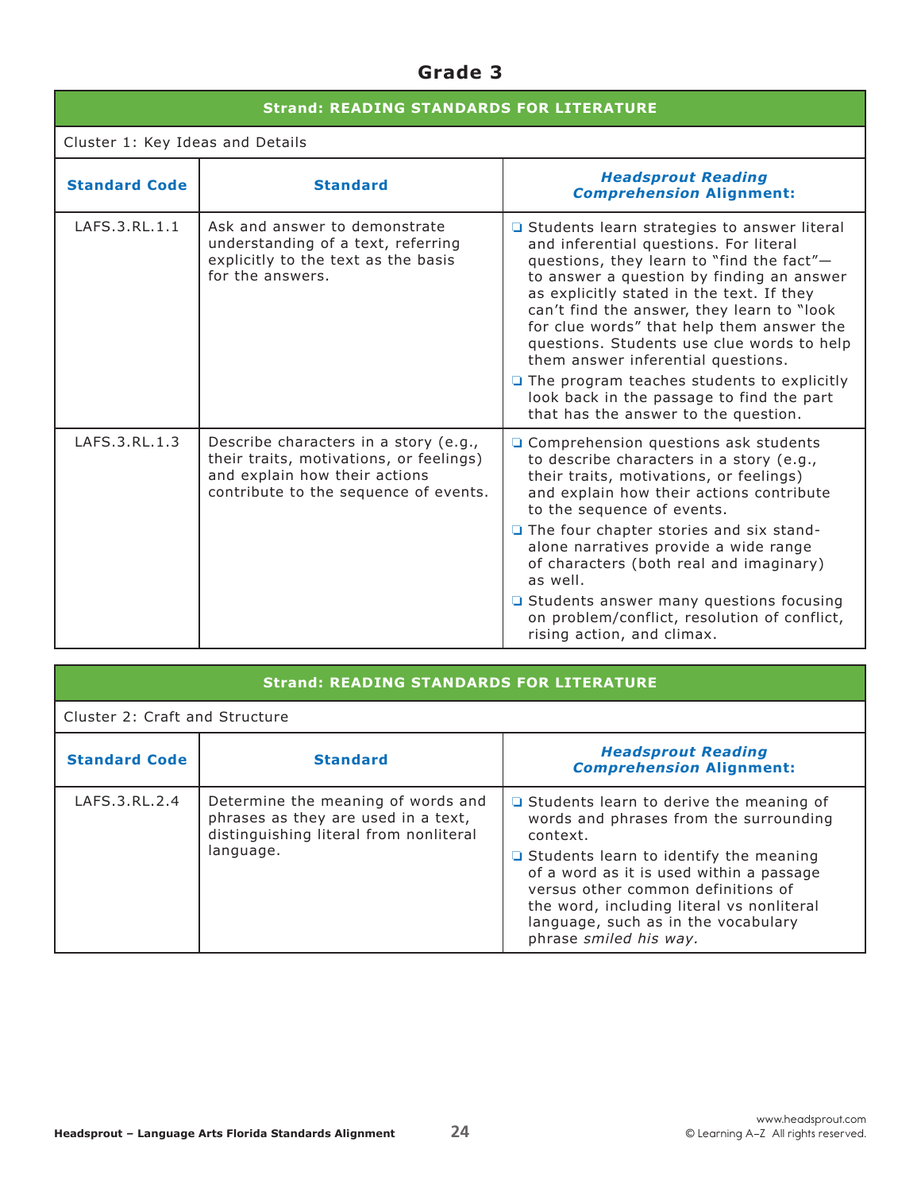# Grade 3

| Strand: READING STANDARDS FOR LITERATURE | | |
|---|---|---|
| Cluster 1: Key Ideas and Details | | |
| **Standard Code** | **Standard** | ***Headsprout Reading Comprehension* Alignment:** |
| LAFS.3.RL.1.1 | Ask and answer to demonstrate understanding of a text, referring explicitly to the text as the basis for the answers. | ❑ Students learn strategies to answer literal and inferential questions. For literal questions, they learn to "find the fact"—to answer a question by finding an answer as explicitly stated in the text. If they can't find the answer, they learn to "look for clue words" that help them answer the questions. Students use clue words to help them answer inferential questions.<br>❑ The program teaches students to explicitly look back in the passage to find the part that has the answer to the question. |
| LAFS.3.RL.1.3 | Describe characters in a story (e.g., their traits, motivations, or feelings) and explain how their actions contribute to the sequence of events. | ❑ Comprehension questions ask students to describe characters in a story (e.g., their traits, motivations, or feelings) and explain how their actions contribute to the sequence of events.<br>❑ The four chapter stories and six stand-alone narratives provide a wide range of characters (both real and imaginary) as well.<br>❑ Students answer many questions focusing on problem/conflict, resolution of conflict, rising action, and climax. |

| Strand: READING STANDARDS FOR LITERATURE | | |
|---|---|---|
| Cluster 2: Craft and Structure | | |
| **Standard Code** | **Standard** | ***Headsprout Reading Comprehension* Alignment:** |
| LAFS.3.RL.2.4 | Determine the meaning of words and phrases as they are used in a text, distinguishing literal from nonliteral language. | ❑ Students learn to derive the meaning of words and phrases from the surrounding context.<br>❑ Students learn to identify the meaning of a word as it is used within a passage versus other common definitions of the word, including literal vs nonliteral language, such as in the vocabulary phrase *smiled his way.* |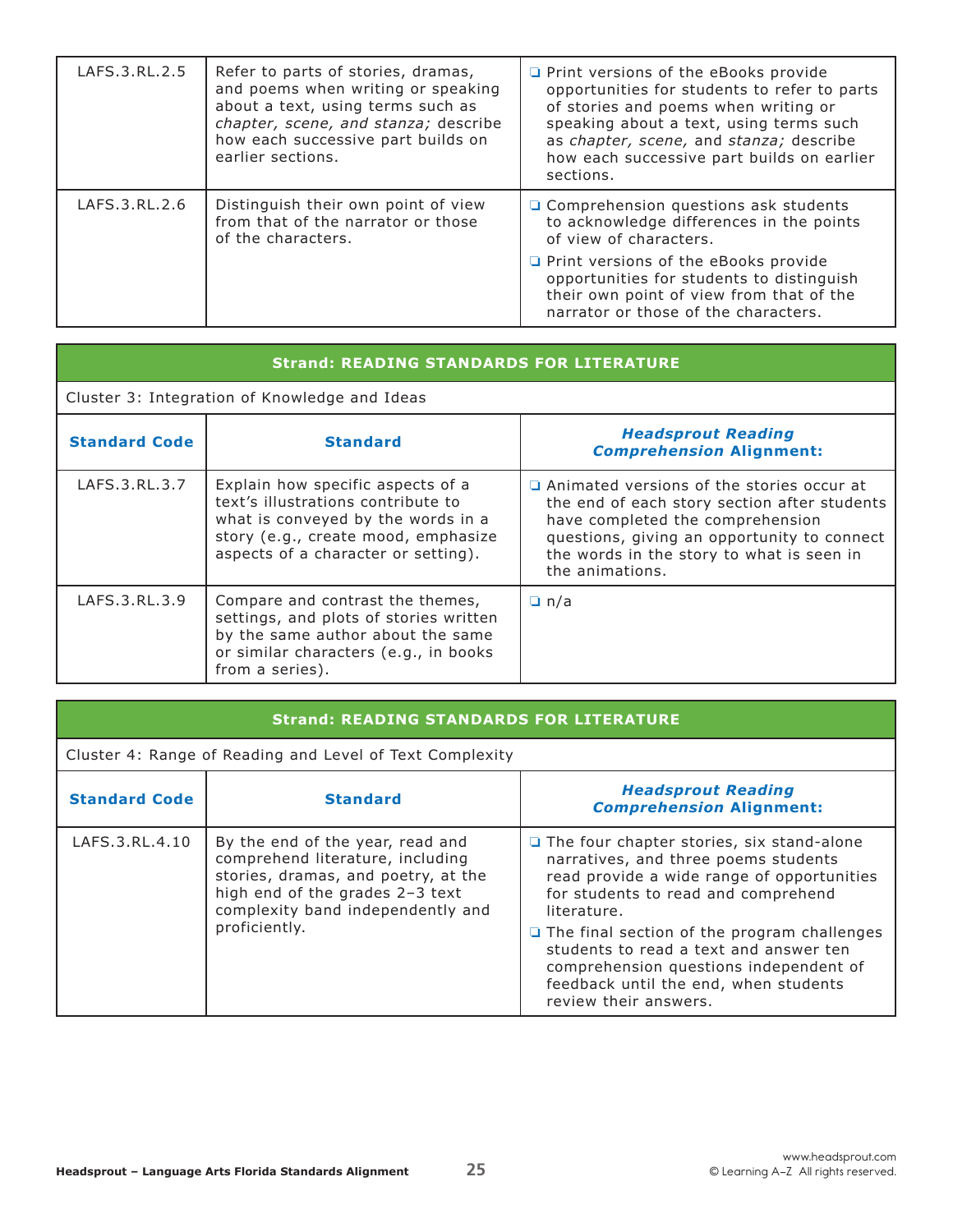| | | |
|---|---|---|
| LAFS.3.RL.2.5 | Refer to parts of stories, dramas, and poems when writing or speaking about a text, using terms such as *chapter, scene, and stanza;* describe how each successive part builds on earlier sections. | ❑ Print versions of the eBooks provide opportunities for students to refer to parts of stories and poems when writing or speaking about a text, using terms such as *chapter, scene,* and *stanza;* describe how each successive part builds on earlier sections. |
| LAFS.3.RL.2.6 | Distinguish their own point of view from that of the narrator or those of the characters. | ❑ Comprehension questions ask students to acknowledge differences in the points of view of characters.<br>❑ Print versions of the eBooks provide opportunities for students to distinguish their own point of view from that of the narrator or those of the characters. |

**Strand: READING STANDARDS FOR LITERATURE**

Cluster 3: Integration of Knowledge and Ideas

| Standard Code | Standard | *Headsprout Reading Comprehension* Alignment: |
|---|---|---|
| LAFS.3.RL.3.7 | Explain how specific aspects of a text's illustrations contribute to what is conveyed by the words in a story (e.g., create mood, emphasize aspects of a character or setting). | ❑ Animated versions of the stories occur at the end of each story section after students have completed the comprehension questions, giving an opportunity to connect the words in the story to what is seen in the animations. |
| LAFS.3.RL.3.9 | Compare and contrast the themes, settings, and plots of stories written by the same author about the same or similar characters (e.g., in books from a series). | ❑ n/a |

**Strand: READING STANDARDS FOR LITERATURE**

Cluster 4: Range of Reading and Level of Text Complexity

| Standard Code | Standard | *Headsprout Reading Comprehension* Alignment: |
|---|---|---|
| LAFS.3.RL.4.10 | By the end of the year, read and comprehend literature, including stories, dramas, and poetry, at the high end of the grades 2–3 text complexity band independently and proficiently. | ❑ The four chapter stories, six stand-alone narratives, and three poems students read provide a wide range of opportunities for students to read and comprehend literature.<br>❑ The final section of the program challenges students to read a text and answer ten comprehension questions independent of feedback until the end, when students review their answers. |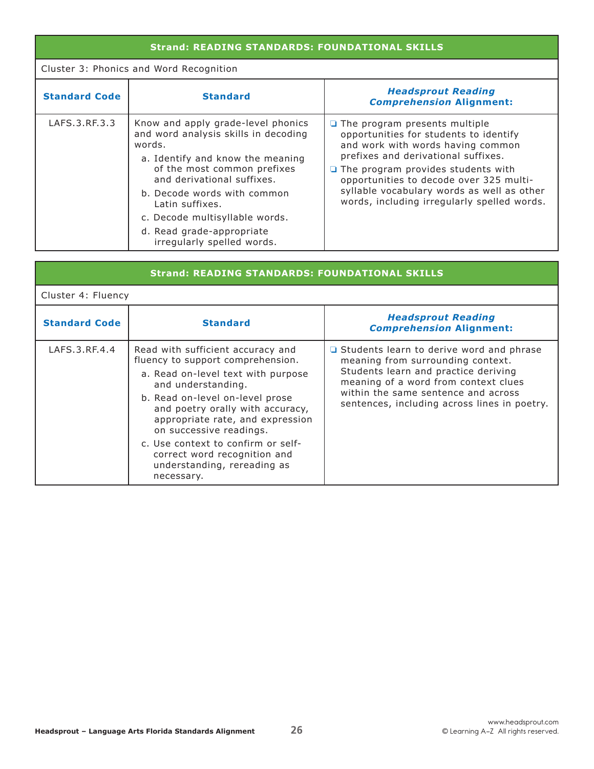| Strand: READING STANDARDS: FOUNDATIONAL SKILLS | | |
|---|---|---|
| Cluster 3: Phonics and Word Recognition | | |
| **Standard Code** | **Standard** | ***Headsprout Reading Comprehension* Alignment:** |
| LAFS.3.RF.3.3 | Know and apply grade-level phonics and word analysis skills in decoding words.<br>a. Identify and know the meaning of the most common prefixes and derivational suffixes.<br>b. Decode words with common Latin suffixes.<br>c. Decode multisyllable words.<br>d. Read grade-appropriate irregularly spelled words. | ❑ The program presents multiple opportunities for students to identify and work with words having common prefixes and derivational suffixes.<br>❑ The program provides students with opportunities to decode over 325 multi-syllable vocabulary words as well as other words, including irregularly spelled words. |

| Strand: READING STANDARDS: FOUNDATIONAL SKILLS | | |
|---|---|---|
| Cluster 4: Fluency | | |
| **Standard Code** | **Standard** | ***Headsprout Reading Comprehension* Alignment:** |
| LAFS.3.RF.4.4 | Read with sufficient accuracy and fluency to support comprehension.<br>a. Read on-level text with purpose and understanding.<br>b. Read on-level on-level prose and poetry orally with accuracy, appropriate rate, and expression on successive readings.<br>c. Use context to confirm or self-correct word recognition and understanding, rereading as necessary. | ❑ Students learn to derive word and phrase meaning from surrounding context. Students learn and practice deriving meaning of a word from context clues within the same sentence and across sentences, including across lines in poetry. |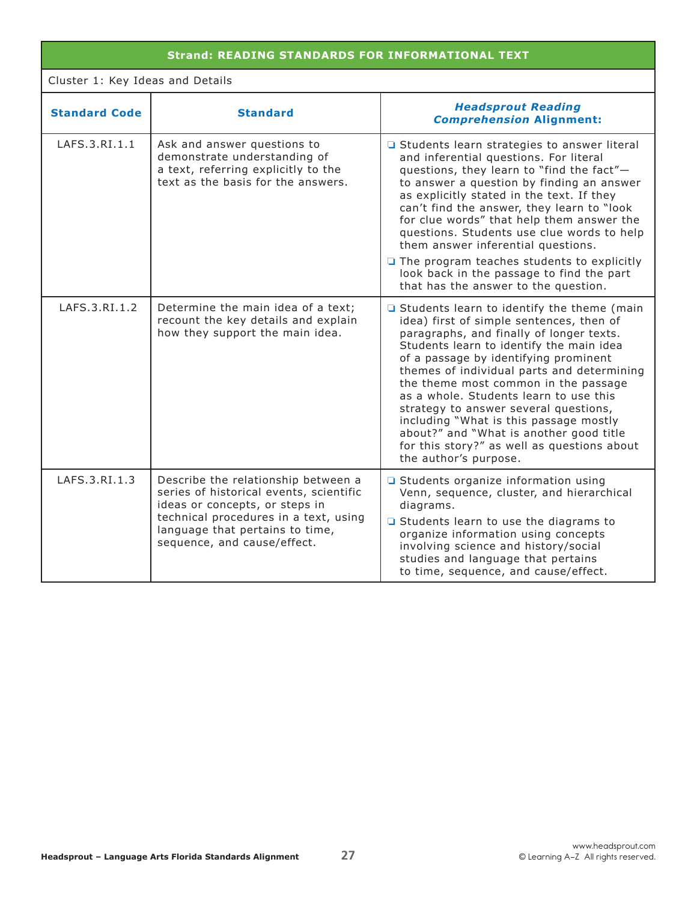| Strand: READING STANDARDS FOR INFORMATIONAL TEXT | | |
|---|---|---|
| Cluster 1: Key Ideas and Details | | |
| **Standard Code** | **Standard** | ***Headsprout Reading Comprehension* Alignment:** |
| LAFS.3.RI.1.1 | Ask and answer questions to demonstrate understanding of a text, referring explicitly to the text as the basis for the answers. | ❑ Students learn strategies to answer literal and inferential questions. For literal questions, they learn to "find the fact"—to answer a question by finding an answer as explicitly stated in the text. If they can't find the answer, they learn to "look for clue words" that help them answer the questions. Students use clue words to help them answer inferential questions.<br>❑ The program teaches students to explicitly look back in the passage to find the part that has the answer to the question. |
| LAFS.3.RI.1.2 | Determine the main idea of a text; recount the key details and explain how they support the main idea. | ❑ Students learn to identify the theme (main idea) first of simple sentences, then of paragraphs, and finally of longer texts. Students learn to identify the main idea of a passage by identifying prominent themes of individual parts and determining the theme most common in the passage as a whole. Students learn to use this strategy to answer several questions, including "What is this passage mostly about?" and "What is another good title for this story?" as well as questions about the author's purpose. |
| LAFS.3.RI.1.3 | Describe the relationship between a series of historical events, scientific ideas or concepts, or steps in technical procedures in a text, using language that pertains to time, sequence, and cause/effect. | ❑ Students organize information using Venn, sequence, cluster, and hierarchical diagrams.<br>❑ Students learn to use the diagrams to organize information using concepts involving science and history/social studies and language that pertains to time, sequence, and cause/effect. |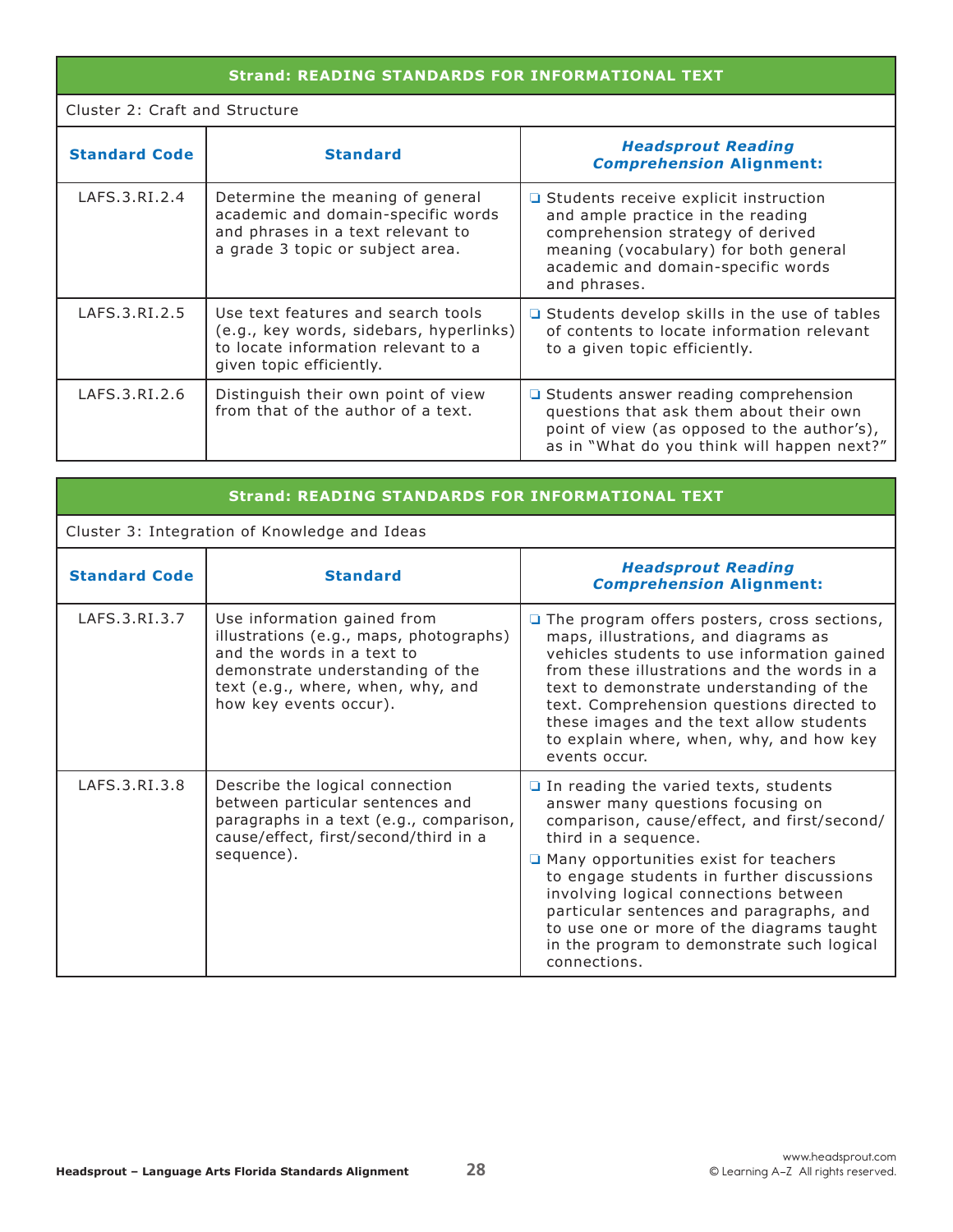| Strand: READING STANDARDS FOR INFORMATIONAL TEXT | | |
|---|---|---|
| Cluster 2: Craft and Structure | | |
| **Standard Code** | **Standard** | ***Headsprout Reading Comprehension* Alignment:** |
| LAFS.3.RI.2.4 | Determine the meaning of general academic and domain-specific words and phrases in a text relevant to a grade 3 topic or subject area. | ❑ Students receive explicit instruction and ample practice in the reading comprehension strategy of derived meaning (vocabulary) for both general academic and domain-specific words and phrases. |
| LAFS.3.RI.2.5 | Use text features and search tools (e.g., key words, sidebars, hyperlinks) to locate information relevant to a given topic efficiently. | ❑ Students develop skills in the use of tables of contents to locate information relevant to a given topic efficiently. |
| LAFS.3.RI.2.6 | Distinguish their own point of view from that of the author of a text. | ❑ Students answer reading comprehension questions that ask them about their own point of view (as opposed to the author's), as in "What do you think will happen next?" |

| Strand: READING STANDARDS FOR INFORMATIONAL TEXT | | |
|---|---|---|
| Cluster 3: Integration of Knowledge and Ideas | | |
| **Standard Code** | **Standard** | ***Headsprout Reading Comprehension* Alignment:** |
| LAFS.3.RI.3.7 | Use information gained from illustrations (e.g., maps, photographs) and the words in a text to demonstrate understanding of the text (e.g., where, when, why, and how key events occur). | ❑ The program offers posters, cross sections, maps, illustrations, and diagrams as vehicles students to use information gained from these illustrations and the words in a text to demonstrate understanding of the text. Comprehension questions directed to these images and the text allow students to explain where, when, why, and how key events occur. |
| LAFS.3.RI.3.8 | Describe the logical connection between particular sentences and paragraphs in a text (e.g., comparison, cause/effect, first/second/third in a sequence). | ❑ In reading the varied texts, students answer many questions focusing on comparison, cause/effect, and first/second/third in a sequence.<br>❑ Many opportunities exist for teachers to engage students in further discussions involving logical connections between particular sentences and paragraphs, and to use one or more of the diagrams taught in the program to demonstrate such logical connections. |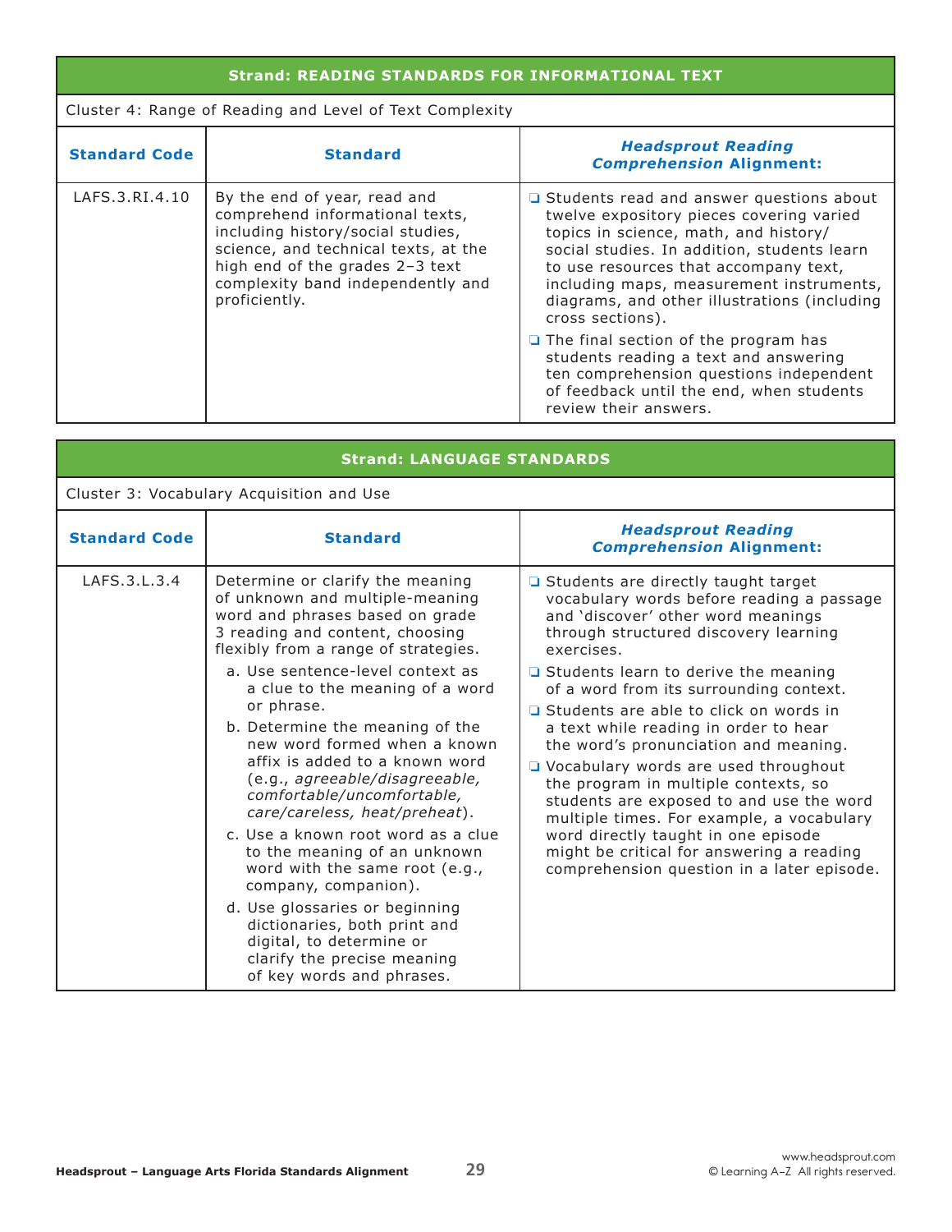| Strand: READING STANDARDS FOR INFORMATIONAL TEXT | | |
|---|---|---|
| Cluster 4: Range of Reading and Level of Text Complexity | | |
| **Standard Code** | **Standard** | ***Headsprout Reading Comprehension* Alignment:** |
| LAFS.3.RI.4.10 | By the end of year, read and comprehend informational texts, including history/social studies, science, and technical texts, at the high end of the grades 2–3 text complexity band independently and proficiently. | ❑ Students read and answer questions about twelve expository pieces covering varied topics in science, math, and history/social studies. In addition, students learn to use resources that accompany text, including maps, measurement instruments, diagrams, and other illustrations (including cross sections).<br>❑ The final section of the program has students reading a text and answering ten comprehension questions independent of feedback until the end, when students review their answers. |

| Strand: LANGUAGE STANDARDS | | |
|---|---|---|
| Cluster 3: Vocabulary Acquisition and Use | | |
| **Standard Code** | **Standard** | ***Headsprout Reading Comprehension* Alignment:** |
| LAFS.3.L.3.4 | Determine or clarify the meaning of unknown and multiple-meaning word and phrases based on grade 3 reading and content, choosing flexibly from a range of strategies.<br>a. Use sentence-level context as a clue to the meaning of a word or phrase.<br>b. Determine the meaning of the new word formed when a known affix is added to a known word (e.g., *agreeable/disagreeable, comfortable/uncomfortable, care/careless, heat/preheat*).<br>c. Use a known root word as a clue to the meaning of an unknown word with the same root (e.g., company, companion).<br>d. Use glossaries or beginning dictionaries, both print and digital, to determine or clarify the precise meaning of key words and phrases. | ❑ Students are directly taught target vocabulary words before reading a passage and 'discover' other word meanings through structured discovery learning exercises.<br>❑ Students learn to derive the meaning of a word from its surrounding context.<br>❑ Students are able to click on words in a text while reading in order to hear the word's pronunciation and meaning.<br>❑ Vocabulary words are used throughout the program in multiple contexts, so students are exposed to and use the word multiple times. For example, a vocabulary word directly taught in one episode might be critical for answering a reading comprehension question in a later episode. |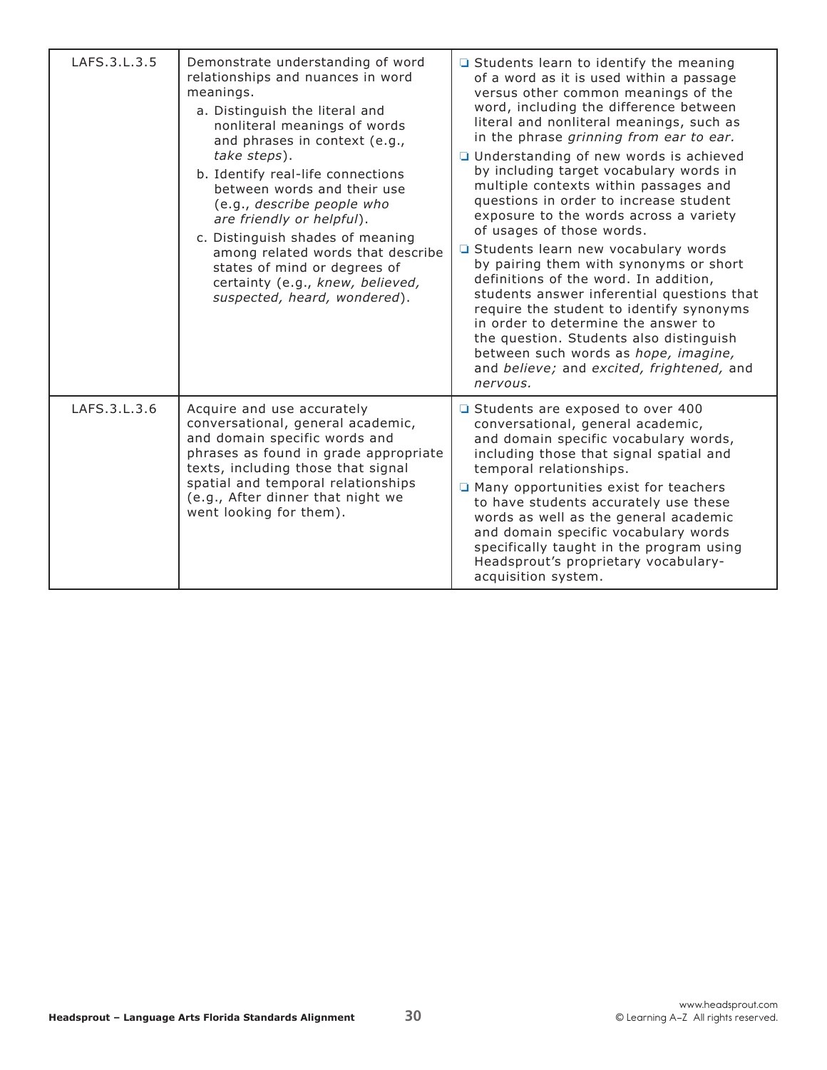| | | |
|---|---|---|
| LAFS.3.L.3.5 | Demonstrate understanding of word relationships and nuances in word meanings.<br>a. Distinguish the literal and nonliteral meanings of words and phrases in context (e.g., *take steps*).<br>b. Identify real-life connections between words and their use (e.g., *describe people who are friendly or helpful*).<br>c. Distinguish shades of meaning among related words that describe states of mind or degrees of certainty (e.g., *knew, believed, suspected, heard, wondered*). | ❑ Students learn to identify the meaning of a word as it is used within a passage versus other common meanings of the word, including the difference between literal and nonliteral meanings, such as in the phrase *grinning from ear to ear.*<br>❑ Understanding of new words is achieved by including target vocabulary words in multiple contexts within passages and questions in order to increase student exposure to the words across a variety of usages of those words.<br>❑ Students learn new vocabulary words by pairing them with synonyms or short definitions of the word. In addition, students answer inferential questions that require the student to identify synonyms in order to determine the answer to the question. Students also distinguish between such words as *hope, imagine,* and *believe;* and *excited, frightened,* and *nervous.* |
| LAFS.3.L.3.6 | Acquire and use accurately conversational, general academic, and domain specific words and phrases as found in grade appropriate texts, including those that signal spatial and temporal relationships (e.g., After dinner that night we went looking for them). | ❑ Students are exposed to over 400 conversational, general academic, and domain specific vocabulary words, including those that signal spatial and temporal relationships.<br>❑ Many opportunities exist for teachers to have students accurately use these words as well as the general academic and domain specific vocabulary words specifically taught in the program using Headsprout's proprietary vocabulary-acquisition system. |